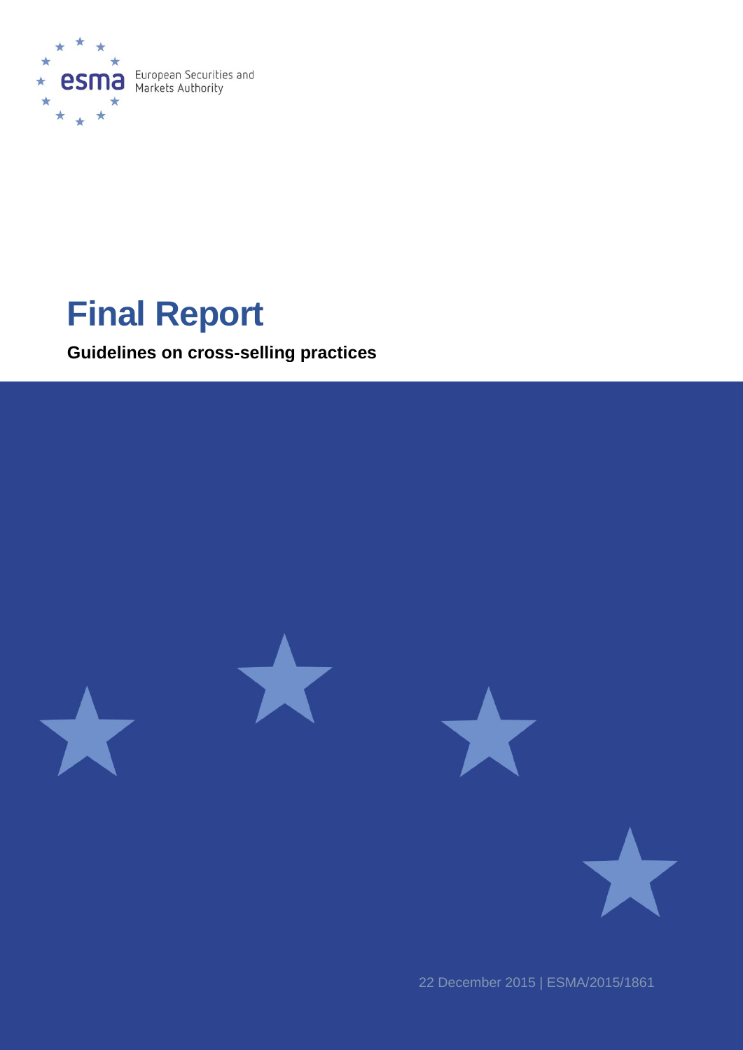European Securities and Markets Authority

# Final Report

**Guidelines on cross-selling practices**

22 December 2015 | ESMA/2015/1861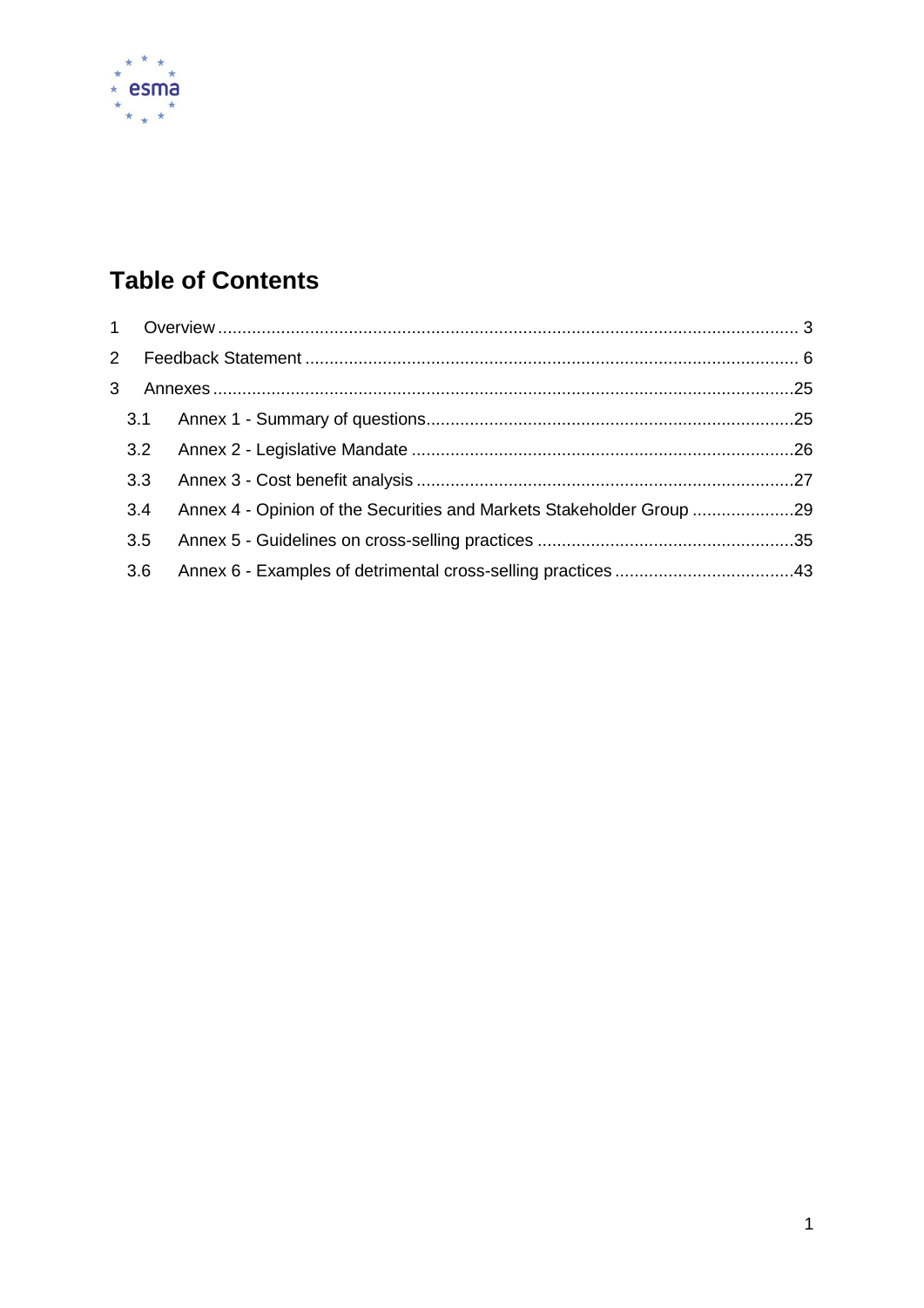## Table of Contents

1 Overview .......................................................................................................................... 3

2 Feedback Statement ........................................................................................................ 6

3 Annexes ..........................................................................................................................25

3.1 Annex 1 - Summary of questions..............................................................................25

3.2 Annex 2 - Legislative Mandate .................................................................................26

3.3 Annex 3 - Cost benefit analysis ................................................................................27

3.4 Annex 4 - Opinion of the Securities and Markets Stakeholder Group .....................29

3.5 Annex 5 - Guidelines on cross-selling practices ......................................................35

3.6 Annex 6 - Examples of detrimental cross-selling practices .....................................43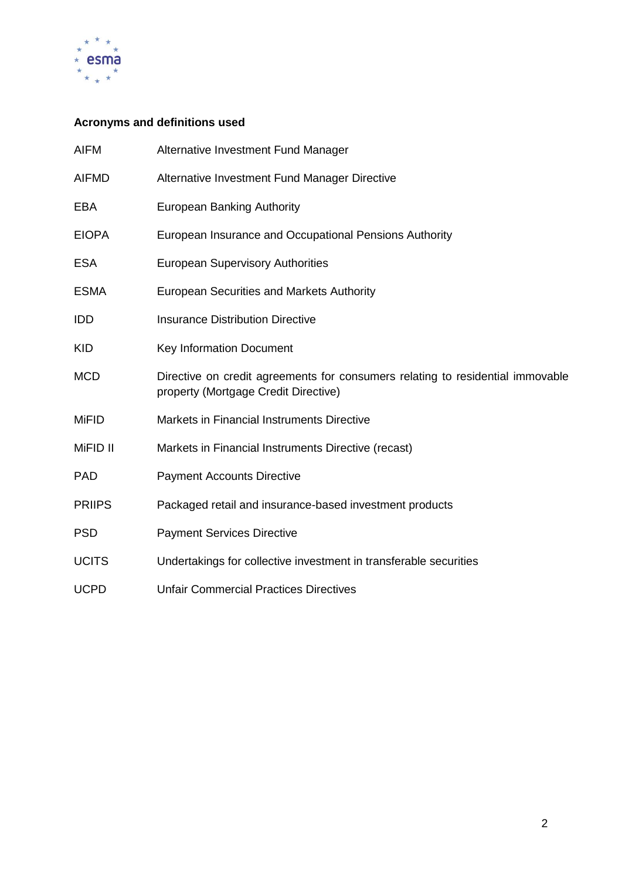**Acronyms and definitions used**

| | |
|---|---|
| AIFM | Alternative Investment Fund Manager |
| AIFMD | Alternative Investment Fund Manager Directive |
| EBA | European Banking Authority |
| EIOPA | European Insurance and Occupational Pensions Authority |
| ESA | European Supervisory Authorities |
| ESMA | European Securities and Markets Authority |
| IDD | Insurance Distribution Directive |
| KID | Key Information Document |
| MCD | Directive on credit agreements for consumers relating to residential immovable property (Mortgage Credit Directive) |
| MiFID | Markets in Financial Instruments Directive |
| MiFID II | Markets in Financial Instruments Directive (recast) |
| PAD | Payment Accounts Directive |
| PRIIPS | Packaged retail and insurance-based investment products |
| PSD | Payment Services Directive |
| UCITS | Undertakings for collective investment in transferable securities |
| UCPD | Unfair Commercial Practices Directives |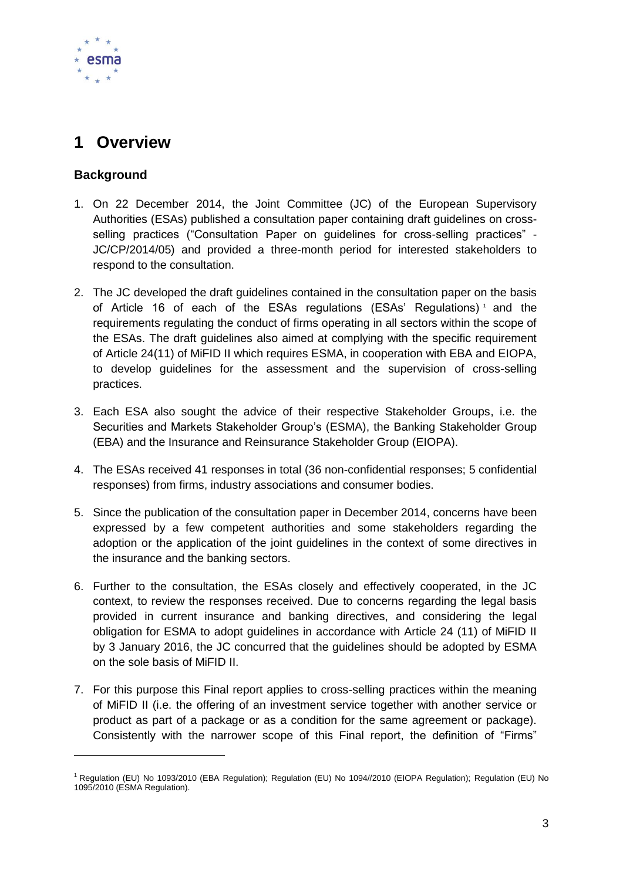# 1 Overview

## Background

1. On 22 December 2014, the Joint Committee (JC) of the European Supervisory Authorities (ESAs) published a consultation paper containing draft guidelines on cross-selling practices ("Consultation Paper on guidelines for cross-selling practices" - JC/CP/2014/05) and provided a three-month period for interested stakeholders to respond to the consultation.

2. The JC developed the draft guidelines contained in the consultation paper on the basis of Article 16 of each of the ESAs regulations (ESAs' Regulations)[1] and the requirements regulating the conduct of firms operating in all sectors within the scope of the ESAs. The draft guidelines also aimed at complying with the specific requirement of Article 24(11) of MiFID II which requires ESMA, in cooperation with EBA and EIOPA, to develop guidelines for the assessment and the supervision of cross-selling practices.

3. Each ESA also sought the advice of their respective Stakeholder Groups, i.e. the Securities and Markets Stakeholder Group's (ESMA), the Banking Stakeholder Group (EBA) and the Insurance and Reinsurance Stakeholder Group (EIOPA).

4. The ESAs received 41 responses in total (36 non-confidential responses; 5 confidential responses) from firms, industry associations and consumer bodies.

5. Since the publication of the consultation paper in December 2014, concerns have been expressed by a few competent authorities and some stakeholders regarding the adoption or the application of the joint guidelines in the context of some directives in the insurance and the banking sectors.

6. Further to the consultation, the ESAs closely and effectively cooperated, in the JC context, to review the responses received. Due to concerns regarding the legal basis provided in current insurance and banking directives, and considering the legal obligation for ESMA to adopt guidelines in accordance with Article 24 (11) of MiFID II by 3 January 2016, the JC concurred that the guidelines should be adopted by ESMA on the sole basis of MiFID II.

7. For this purpose this Final report applies to cross-selling practices within the meaning of MiFID II (i.e. the offering of an investment service together with another service or product as part of a package or as a condition for the same agreement or package). Consistently with the narrower scope of this Final report, the definition of "Firms"

[1] Regulation (EU) No 1093/2010 (EBA Regulation); Regulation (EU) No 1094//2010 (EIOPA Regulation); Regulation (EU) No 1095/2010 (ESMA Regulation).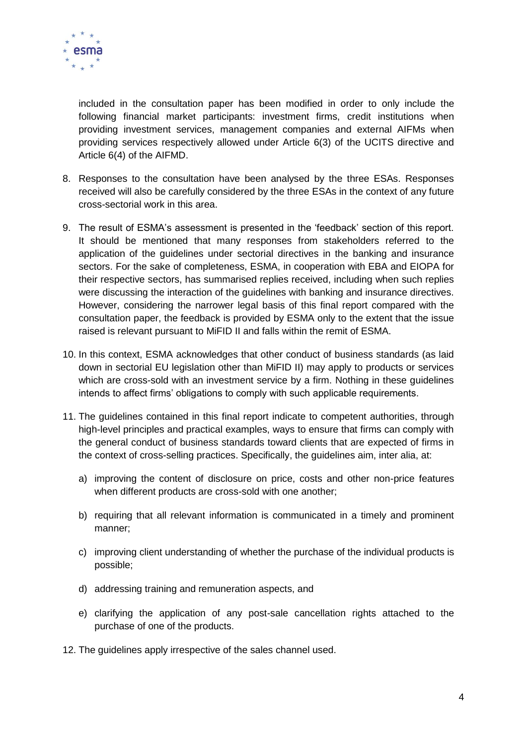included in the consultation paper has been modified in order to only include the following financial market participants: investment firms, credit institutions when providing investment services, management companies and external AIFMs when providing services respectively allowed under Article 6(3) of the UCITS directive and Article 6(4) of the AIFMD.

8. Responses to the consultation have been analysed by the three ESAs. Responses received will also be carefully considered by the three ESAs in the context of any future cross-sectorial work in this area.

9. The result of ESMA's assessment is presented in the 'feedback' section of this report. It should be mentioned that many responses from stakeholders referred to the application of the guidelines under sectorial directives in the banking and insurance sectors. For the sake of completeness, ESMA, in cooperation with EBA and EIOPA for their respective sectors, has summarised replies received, including when such replies were discussing the interaction of the guidelines with banking and insurance directives. However, considering the narrower legal basis of this final report compared with the consultation paper, the feedback is provided by ESMA only to the extent that the issue raised is relevant pursuant to MiFID II and falls within the remit of ESMA.

10. In this context, ESMA acknowledges that other conduct of business standards (as laid down in sectorial EU legislation other than MiFID II) may apply to products or services which are cross-sold with an investment service by a firm. Nothing in these guidelines intends to affect firms' obligations to comply with such applicable requirements.

11. The guidelines contained in this final report indicate to competent authorities, through high-level principles and practical examples, ways to ensure that firms can comply with the general conduct of business standards toward clients that are expected of firms in the context of cross-selling practices. Specifically, the guidelines aim, inter alia, at:

    a) improving the content of disclosure on price, costs and other non-price features when different products are cross-sold with one another;

    b) requiring that all relevant information is communicated in a timely and prominent manner;

    c) improving client understanding of whether the purchase of the individual products is possible;

    d) addressing training and remuneration aspects, and

    e) clarifying the application of any post-sale cancellation rights attached to the purchase of one of the products.

12. The guidelines apply irrespective of the sales channel used.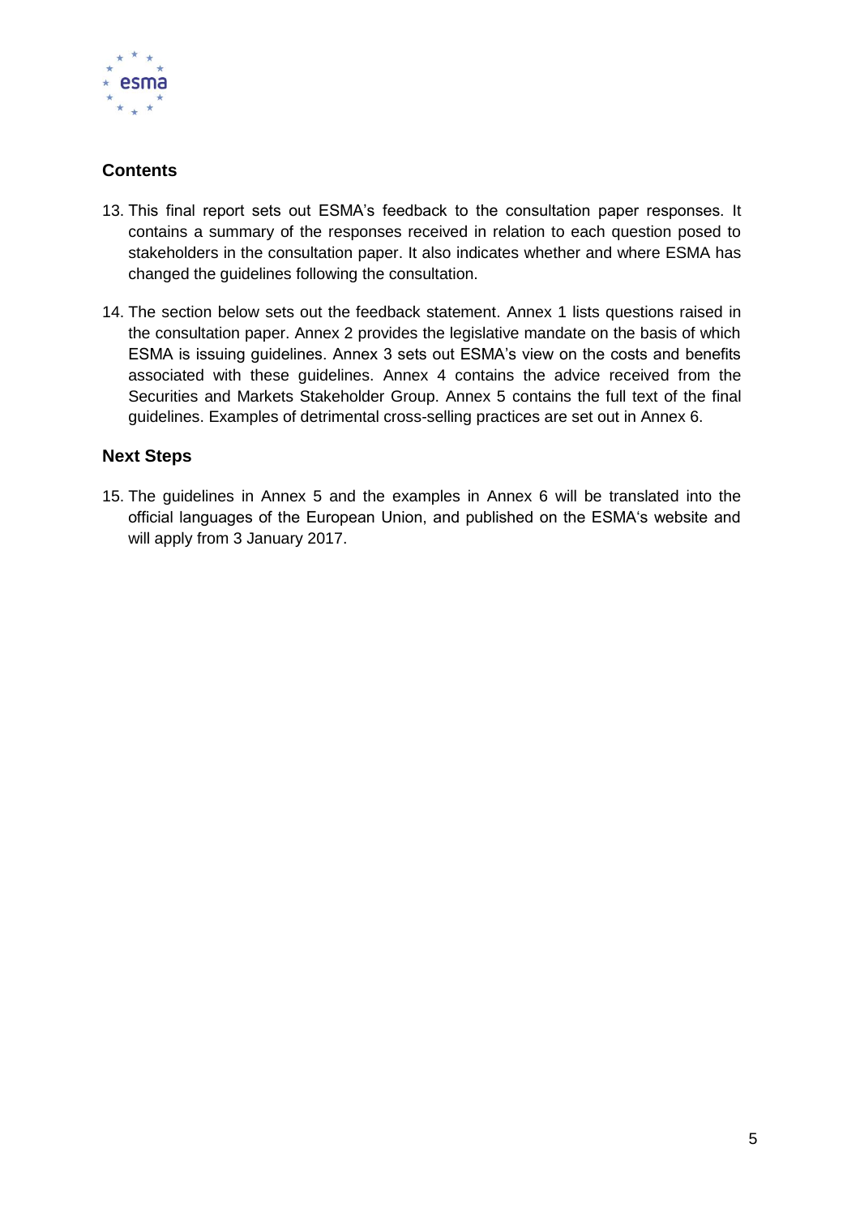## Contents

13. This final report sets out ESMA's feedback to the consultation paper responses. It contains a summary of the responses received in relation to each question posed to stakeholders in the consultation paper. It also indicates whether and where ESMA has changed the guidelines following the consultation.

14. The section below sets out the feedback statement. Annex 1 lists questions raised in the consultation paper. Annex 2 provides the legislative mandate on the basis of which ESMA is issuing guidelines. Annex 3 sets out ESMA's view on the costs and benefits associated with these guidelines. Annex 4 contains the advice received from the Securities and Markets Stakeholder Group. Annex 5 contains the full text of the final guidelines. Examples of detrimental cross-selling practices are set out in Annex 6.

## Next Steps

15. The guidelines in Annex 5 and the examples in Annex 6 will be translated into the official languages of the European Union, and published on the ESMA's website and will apply from 3 January 2017.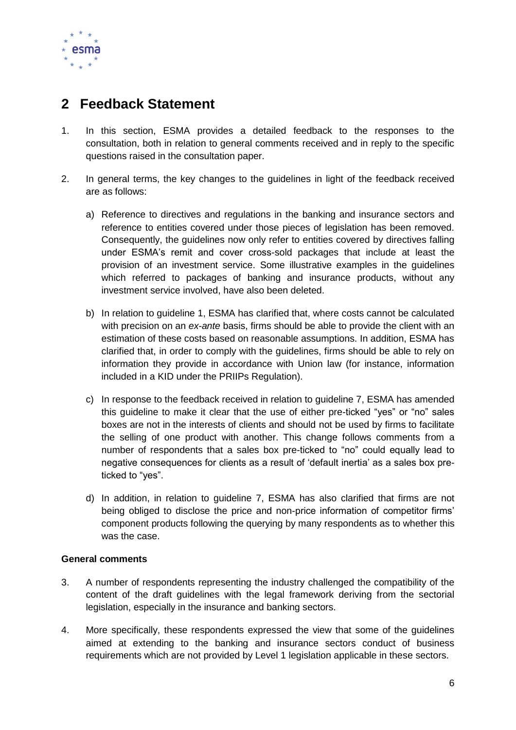# 2 Feedback Statement

1. In this section, ESMA provides a detailed feedback to the responses to the consultation, both in relation to general comments received and in reply to the specific questions raised in the consultation paper.

2. In general terms, the key changes to the guidelines in light of the feedback received are as follows:

   a) Reference to directives and regulations in the banking and insurance sectors and reference to entities covered under those pieces of legislation has been removed. Consequently, the guidelines now only refer to entities covered by directives falling under ESMA's remit and cover cross-sold packages that include at least the provision of an investment service. Some illustrative examples in the guidelines which referred to packages of banking and insurance products, without any investment service involved, have also been deleted.

   b) In relation to guideline 1, ESMA has clarified that, where costs cannot be calculated with precision on an *ex-ante* basis, firms should be able to provide the client with an estimation of these costs based on reasonable assumptions. In addition, ESMA has clarified that, in order to comply with the guidelines, firms should be able to rely on information they provide in accordance with Union law (for instance, information included in a KID under the PRIIPs Regulation).

   c) In response to the feedback received in relation to guideline 7, ESMA has amended this guideline to make it clear that the use of either pre-ticked "yes" or "no" sales boxes are not in the interests of clients and should not be used by firms to facilitate the selling of one product with another. This change follows comments from a number of respondents that a sales box pre-ticked to "no" could equally lead to negative consequences for clients as a result of 'default inertia' as a sales box pre-ticked to "yes".

   d) In addition, in relation to guideline 7, ESMA has also clarified that firms are not being obliged to disclose the price and non-price information of competitor firms' component products following the querying by many respondents as to whether this was the case.

**General comments**

3. A number of respondents representing the industry challenged the compatibility of the content of the draft guidelines with the legal framework deriving from the sectorial legislation, especially in the insurance and banking sectors.

4. More specifically, these respondents expressed the view that some of the guidelines aimed at extending to the banking and insurance sectors conduct of business requirements which are not provided by Level 1 legislation applicable in these sectors.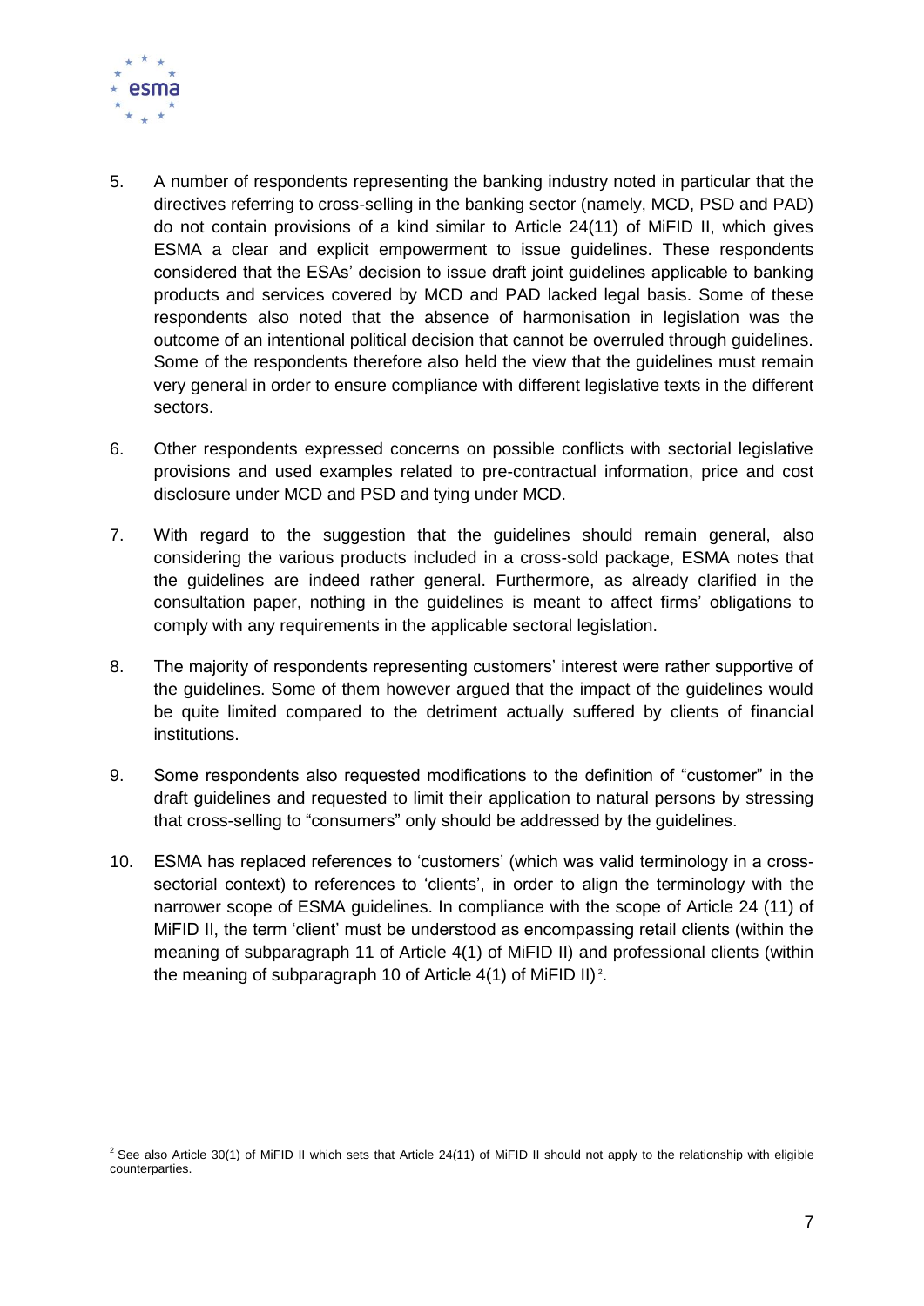5. A number of respondents representing the banking industry noted in particular that the directives referring to cross-selling in the banking sector (namely, MCD, PSD and PAD) do not contain provisions of a kind similar to Article 24(11) of MiFID II, which gives ESMA a clear and explicit empowerment to issue guidelines. These respondents considered that the ESAs' decision to issue draft joint guidelines applicable to banking products and services covered by MCD and PAD lacked legal basis. Some of these respondents also noted that the absence of harmonisation in legislation was the outcome of an intentional political decision that cannot be overruled through guidelines. Some of the respondents therefore also held the view that the guidelines must remain very general in order to ensure compliance with different legislative texts in the different sectors.

6. Other respondents expressed concerns on possible conflicts with sectorial legislative provisions and used examples related to pre-contractual information, price and cost disclosure under MCD and PSD and tying under MCD.

7. With regard to the suggestion that the guidelines should remain general, also considering the various products included in a cross-sold package, ESMA notes that the guidelines are indeed rather general. Furthermore, as already clarified in the consultation paper, nothing in the guidelines is meant to affect firms' obligations to comply with any requirements in the applicable sectoral legislation.

8. The majority of respondents representing customers' interest were rather supportive of the guidelines. Some of them however argued that the impact of the guidelines would be quite limited compared to the detriment actually suffered by clients of financial institutions.

9. Some respondents also requested modifications to the definition of "customer" in the draft guidelines and requested to limit their application to natural persons by stressing that cross-selling to "consumers" only should be addressed by the guidelines.

10. ESMA has replaced references to 'customers' (which was valid terminology in a cross-sectorial context) to references to 'clients', in order to align the terminology with the narrower scope of ESMA guidelines. In compliance with the scope of Article 24 (11) of MiFID II, the term 'client' must be understood as encompassing retail clients (within the meaning of subparagraph 11 of Article 4(1) of MiFID II) and professional clients (within the meaning of subparagraph 10 of Article 4(1) of MiFID II)[2].

[2] See also Article 30(1) of MiFID II which sets that Article 24(11) of MiFID II should not apply to the relationship with eligible counterparties.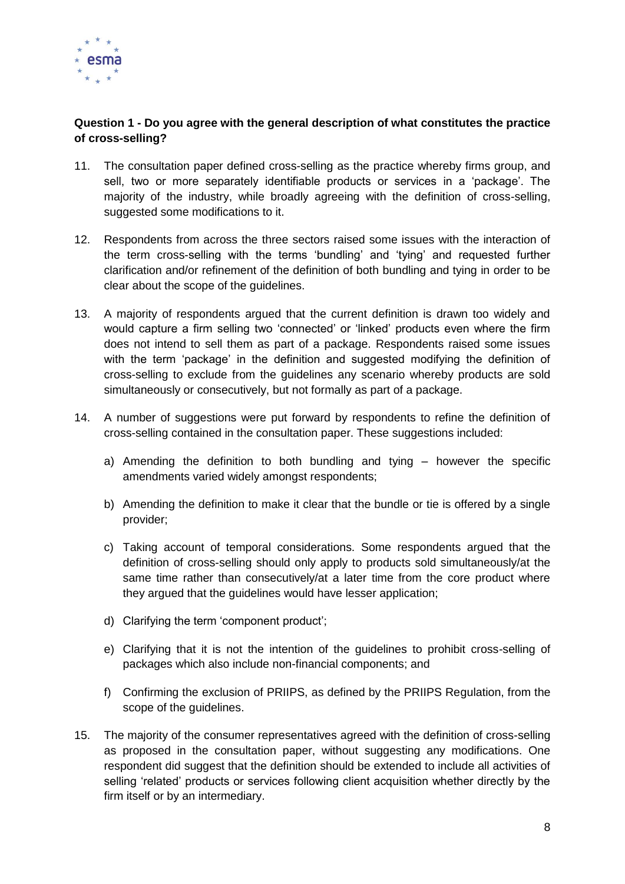**Question 1 - Do you agree with the general description of what constitutes the practice of cross-selling?**

11. The consultation paper defined cross-selling as the practice whereby firms group, and sell, two or more separately identifiable products or services in a 'package'. The majority of the industry, while broadly agreeing with the definition of cross-selling, suggested some modifications to it.

12. Respondents from across the three sectors raised some issues with the interaction of the term cross-selling with the terms 'bundling' and 'tying' and requested further clarification and/or refinement of the definition of both bundling and tying in order to be clear about the scope of the guidelines.

13. A majority of respondents argued that the current definition is drawn too widely and would capture a firm selling two 'connected' or 'linked' products even where the firm does not intend to sell them as part of a package. Respondents raised some issues with the term 'package' in the definition and suggested modifying the definition of cross-selling to exclude from the guidelines any scenario whereby products are sold simultaneously or consecutively, but not formally as part of a package.

14. A number of suggestions were put forward by respondents to refine the definition of cross-selling contained in the consultation paper. These suggestions included:

    a) Amending the definition to both bundling and tying – however the specific amendments varied widely amongst respondents;

    b) Amending the definition to make it clear that the bundle or tie is offered by a single provider;

    c) Taking account of temporal considerations. Some respondents argued that the definition of cross-selling should only apply to products sold simultaneously/at the same time rather than consecutively/at a later time from the core product where they argued that the guidelines would have lesser application;

    d) Clarifying the term 'component product';

    e) Clarifying that it is not the intention of the guidelines to prohibit cross-selling of packages which also include non-financial components; and

    f) Confirming the exclusion of PRIIPS, as defined by the PRIIPS Regulation, from the scope of the guidelines.

15. The majority of the consumer representatives agreed with the definition of cross-selling as proposed in the consultation paper, without suggesting any modifications. One respondent did suggest that the definition should be extended to include all activities of selling 'related' products or services following client acquisition whether directly by the firm itself or by an intermediary.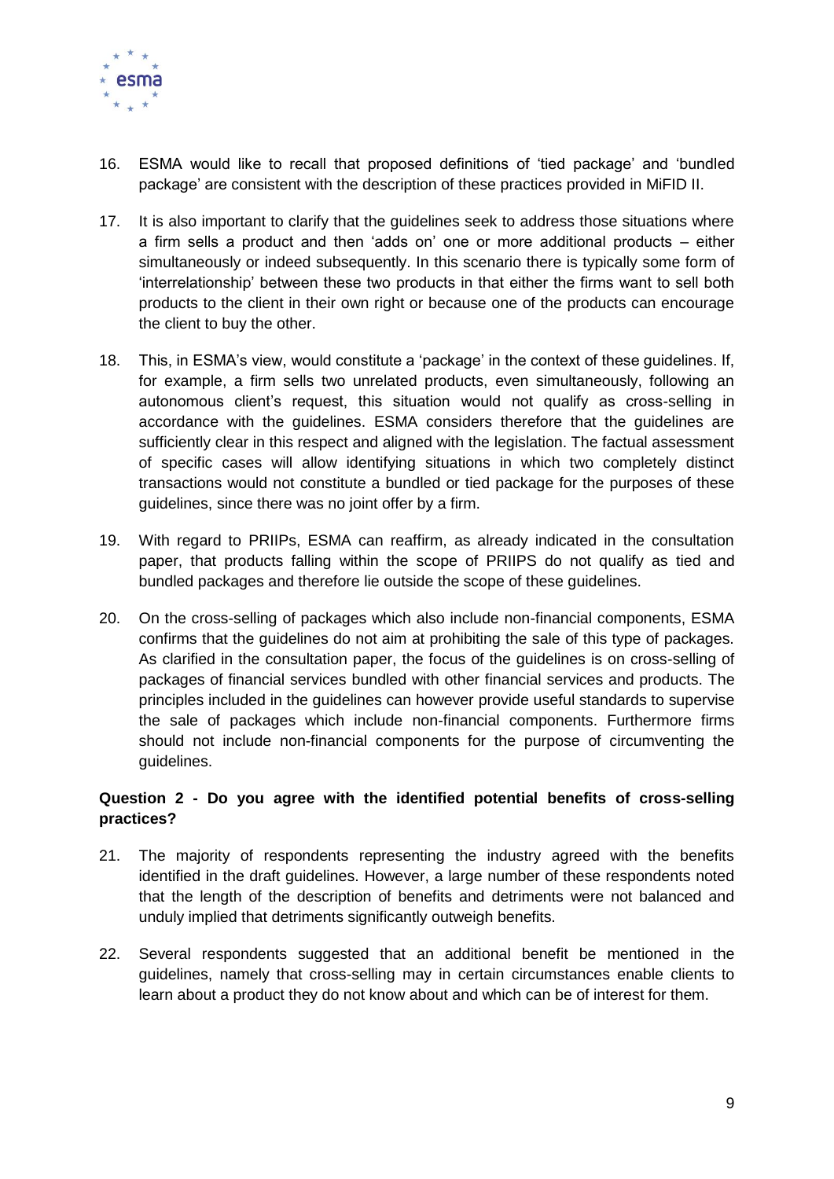16. ESMA would like to recall that proposed definitions of 'tied package' and 'bundled package' are consistent with the description of these practices provided in MiFID II.

17. It is also important to clarify that the guidelines seek to address those situations where a firm sells a product and then 'adds on' one or more additional products – either simultaneously or indeed subsequently. In this scenario there is typically some form of 'interrelationship' between these two products in that either the firms want to sell both products to the client in their own right or because one of the products can encourage the client to buy the other.

18. This, in ESMA's view, would constitute a 'package' in the context of these guidelines. If, for example, a firm sells two unrelated products, even simultaneously, following an autonomous client's request, this situation would not qualify as cross-selling in accordance with the guidelines. ESMA considers therefore that the guidelines are sufficiently clear in this respect and aligned with the legislation. The factual assessment of specific cases will allow identifying situations in which two completely distinct transactions would not constitute a bundled or tied package for the purposes of these guidelines, since there was no joint offer by a firm.

19. With regard to PRIIPs, ESMA can reaffirm, as already indicated in the consultation paper, that products falling within the scope of PRIIPS do not qualify as tied and bundled packages and therefore lie outside the scope of these guidelines.

20. On the cross-selling of packages which also include non-financial components, ESMA confirms that the guidelines do not aim at prohibiting the sale of this type of packages. As clarified in the consultation paper, the focus of the guidelines is on cross-selling of packages of financial services bundled with other financial services and products. The principles included in the guidelines can however provide useful standards to supervise the sale of packages which include non-financial components. Furthermore firms should not include non-financial components for the purpose of circumventing the guidelines.

**Question 2 - Do you agree with the identified potential benefits of cross-selling practices?**

21. The majority of respondents representing the industry agreed with the benefits identified in the draft guidelines. However, a large number of these respondents noted that the length of the description of benefits and detriments were not balanced and unduly implied that detriments significantly outweigh benefits.

22. Several respondents suggested that an additional benefit be mentioned in the guidelines, namely that cross-selling may in certain circumstances enable clients to learn about a product they do not know about and which can be of interest for them.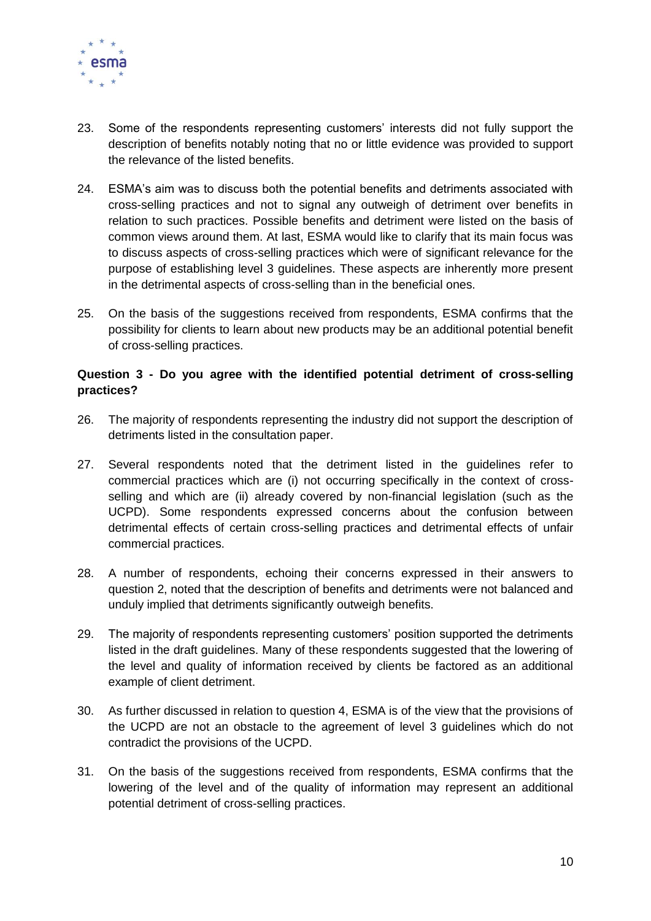23. Some of the respondents representing customers' interests did not fully support the description of benefits notably noting that no or little evidence was provided to support the relevance of the listed benefits.

24. ESMA's aim was to discuss both the potential benefits and detriments associated with cross-selling practices and not to signal any outweigh of detriment over benefits in relation to such practices. Possible benefits and detriment were listed on the basis of common views around them. At last, ESMA would like to clarify that its main focus was to discuss aspects of cross-selling practices which were of significant relevance for the purpose of establishing level 3 guidelines. These aspects are inherently more present in the detrimental aspects of cross-selling than in the beneficial ones.

25. On the basis of the suggestions received from respondents, ESMA confirms that the possibility for clients to learn about new products may be an additional potential benefit of cross-selling practices.

**Question 3 - Do you agree with the identified potential detriment of cross-selling practices?**

26. The majority of respondents representing the industry did not support the description of detriments listed in the consultation paper.

27. Several respondents noted that the detriment listed in the guidelines refer to commercial practices which are (i) not occurring specifically in the context of cross-selling and which are (ii) already covered by non-financial legislation (such as the UCPD). Some respondents expressed concerns about the confusion between detrimental effects of certain cross-selling practices and detrimental effects of unfair commercial practices.

28. A number of respondents, echoing their concerns expressed in their answers to question 2, noted that the description of benefits and detriments were not balanced and unduly implied that detriments significantly outweigh benefits.

29. The majority of respondents representing customers' position supported the detriments listed in the draft guidelines. Many of these respondents suggested that the lowering of the level and quality of information received by clients be factored as an additional example of client detriment.

30. As further discussed in relation to question 4, ESMA is of the view that the provisions of the UCPD are not an obstacle to the agreement of level 3 guidelines which do not contradict the provisions of the UCPD.

31. On the basis of the suggestions received from respondents, ESMA confirms that the lowering of the level and of the quality of information may represent an additional potential detriment of cross-selling practices.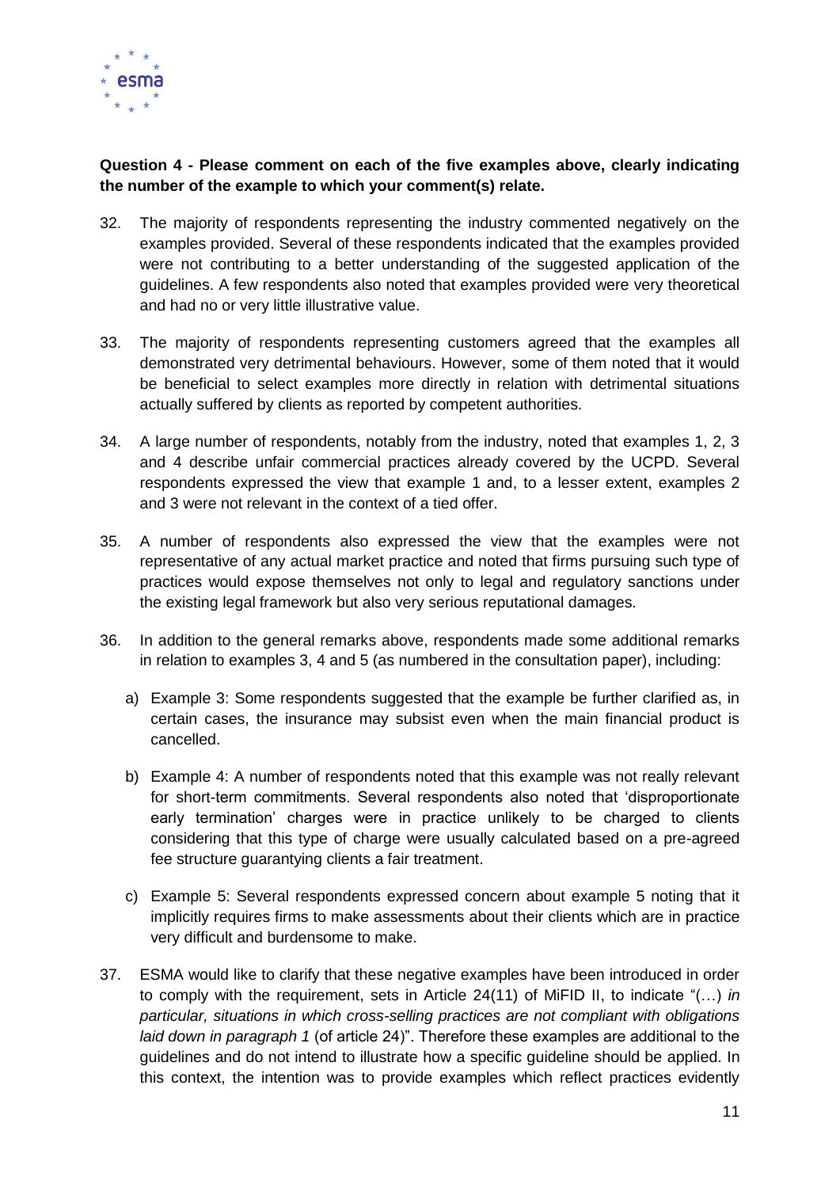**Question 4 - Please comment on each of the five examples above, clearly indicating the number of the example to which your comment(s) relate.**

32. The majority of respondents representing the industry commented negatively on the examples provided. Several of these respondents indicated that the examples provided were not contributing to a better understanding of the suggested application of the guidelines. A few respondents also noted that examples provided were very theoretical and had no or very little illustrative value.

33. The majority of respondents representing customers agreed that the examples all demonstrated very detrimental behaviours. However, some of them noted that it would be beneficial to select examples more directly in relation with detrimental situations actually suffered by clients as reported by competent authorities.

34. A large number of respondents, notably from the industry, noted that examples 1, 2, 3 and 4 describe unfair commercial practices already covered by the UCPD. Several respondents expressed the view that example 1 and, to a lesser extent, examples 2 and 3 were not relevant in the context of a tied offer.

35. A number of respondents also expressed the view that the examples were not representative of any actual market practice and noted that firms pursuing such type of practices would expose themselves not only to legal and regulatory sanctions under the existing legal framework but also very serious reputational damages.

36. In addition to the general remarks above, respondents made some additional remarks in relation to examples 3, 4 and 5 (as numbered in the consultation paper), including:

    a) Example 3: Some respondents suggested that the example be further clarified as, in certain cases, the insurance may subsist even when the main financial product is cancelled.

    b) Example 4: A number of respondents noted that this example was not really relevant for short-term commitments. Several respondents also noted that 'disproportionate early termination' charges were in practice unlikely to be charged to clients considering that this type of charge were usually calculated based on a pre-agreed fee structure guarantying clients a fair treatment.

    c) Example 5: Several respondents expressed concern about example 5 noting that it implicitly requires firms to make assessments about their clients which are in practice very difficult and burdensome to make.

37. ESMA would like to clarify that these negative examples have been introduced in order to comply with the requirement, sets in Article 24(11) of MiFID II, to indicate "(…) *in particular, situations in which cross-selling practices are not compliant with obligations laid down in paragraph 1* (of article 24)". Therefore these examples are additional to the guidelines and do not intend to illustrate how a specific guideline should be applied. In this context, the intention was to provide examples which reflect practices evidently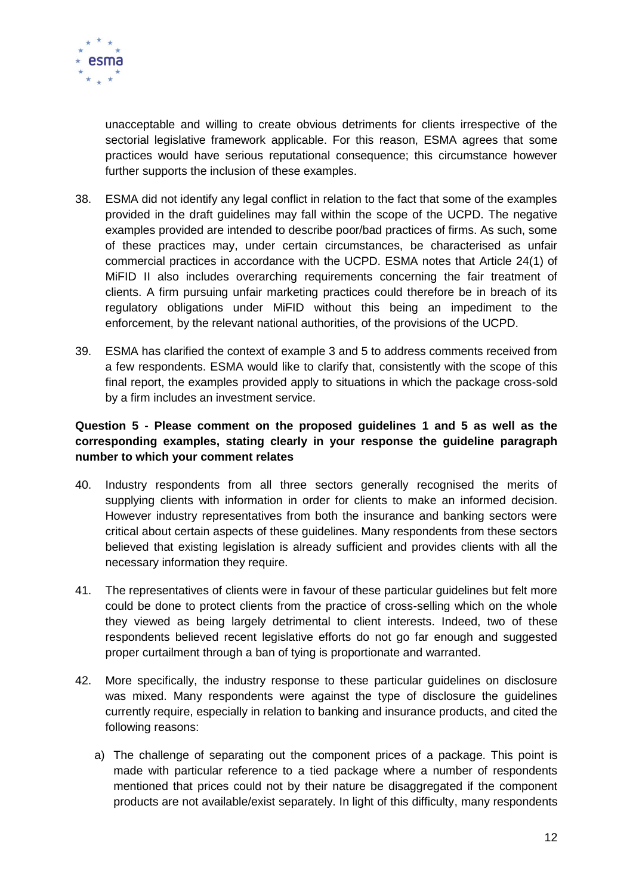unacceptable and willing to create obvious detriments for clients irrespective of the sectorial legislative framework applicable. For this reason, ESMA agrees that some practices would have serious reputational consequence; this circumstance however further supports the inclusion of these examples.

38. ESMA did not identify any legal conflict in relation to the fact that some of the examples provided in the draft guidelines may fall within the scope of the UCPD. The negative examples provided are intended to describe poor/bad practices of firms. As such, some of these practices may, under certain circumstances, be characterised as unfair commercial practices in accordance with the UCPD. ESMA notes that Article 24(1) of MiFID II also includes overarching requirements concerning the fair treatment of clients. A firm pursuing unfair marketing practices could therefore be in breach of its regulatory obligations under MiFID without this being an impediment to the enforcement, by the relevant national authorities, of the provisions of the UCPD.

39. ESMA has clarified the context of example 3 and 5 to address comments received from a few respondents. ESMA would like to clarify that, consistently with the scope of this final report, the examples provided apply to situations in which the package cross-sold by a firm includes an investment service.

**Question 5 - Please comment on the proposed guidelines 1 and 5 as well as the corresponding examples, stating clearly in your response the guideline paragraph number to which your comment relates**

40. Industry respondents from all three sectors generally recognised the merits of supplying clients with information in order for clients to make an informed decision. However industry representatives from both the insurance and banking sectors were critical about certain aspects of these guidelines. Many respondents from these sectors believed that existing legislation is already sufficient and provides clients with all the necessary information they require.

41. The representatives of clients were in favour of these particular guidelines but felt more could be done to protect clients from the practice of cross-selling which on the whole they viewed as being largely detrimental to client interests. Indeed, two of these respondents believed recent legislative efforts do not go far enough and suggested proper curtailment through a ban of tying is proportionate and warranted.

42. More specifically, the industry response to these particular guidelines on disclosure was mixed. Many respondents were against the type of disclosure the guidelines currently require, especially in relation to banking and insurance products, and cited the following reasons:

    a) The challenge of separating out the component prices of a package. This point is made with particular reference to a tied package where a number of respondents mentioned that prices could not by their nature be disaggregated if the component products are not available/exist separately. In light of this difficulty, many respondents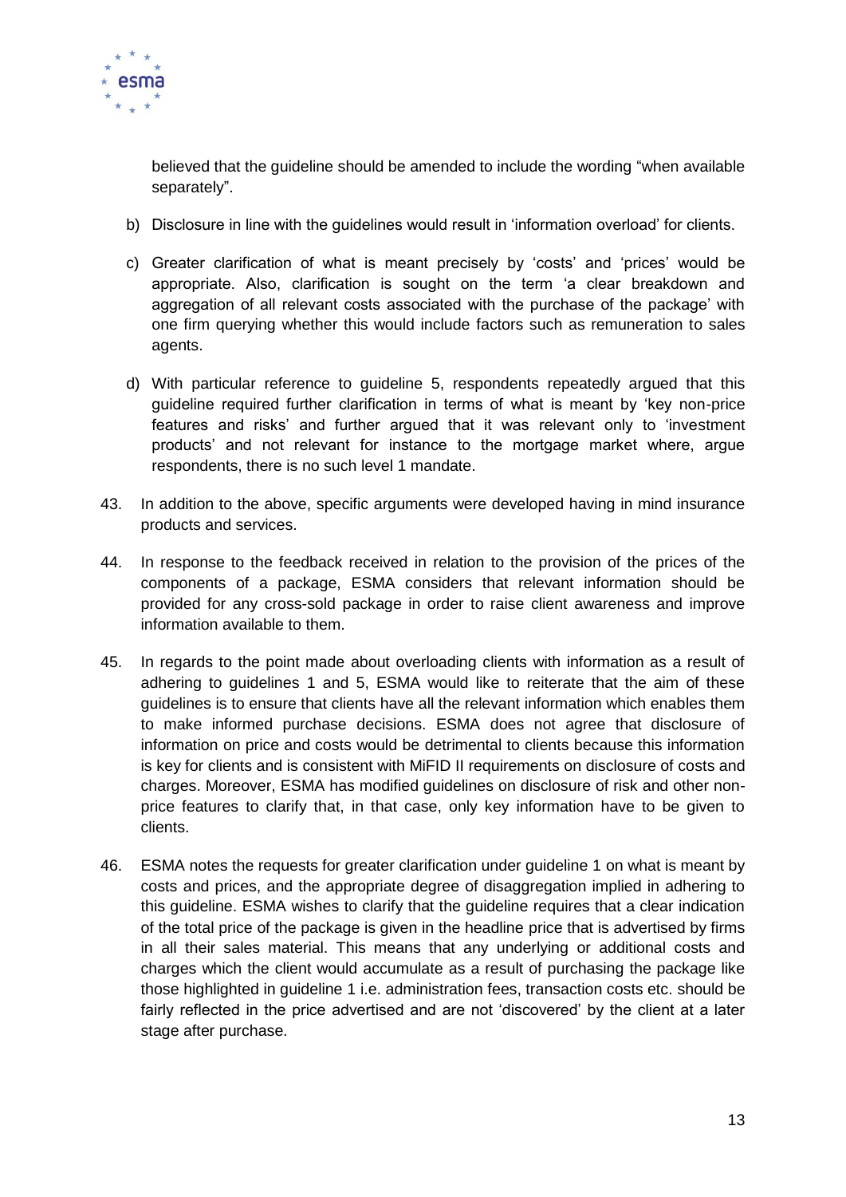believed that the guideline should be amended to include the wording “when available separately”.

b) Disclosure in line with the guidelines would result in ‘information overload’ for clients.

c) Greater clarification of what is meant precisely by ‘costs’ and ‘prices’ would be appropriate. Also, clarification is sought on the term ‘a clear breakdown and aggregation of all relevant costs associated with the purchase of the package’ with one firm querying whether this would include factors such as remuneration to sales agents.

d) With particular reference to guideline 5, respondents repeatedly argued that this guideline required further clarification in terms of what is meant by ‘key non-price features and risks’ and further argued that it was relevant only to ‘investment products’ and not relevant for instance to the mortgage market where, argue respondents, there is no such level 1 mandate.

43. In addition to the above, specific arguments were developed having in mind insurance products and services.

44. In response to the feedback received in relation to the provision of the prices of the components of a package, ESMA considers that relevant information should be provided for any cross-sold package in order to raise client awareness and improve information available to them.

45. In regards to the point made about overloading clients with information as a result of adhering to guidelines 1 and 5, ESMA would like to reiterate that the aim of these guidelines is to ensure that clients have all the relevant information which enables them to make informed purchase decisions. ESMA does not agree that disclosure of information on price and costs would be detrimental to clients because this information is key for clients and is consistent with MiFID II requirements on disclosure of costs and charges. Moreover, ESMA has modified guidelines on disclosure of risk and other non-price features to clarify that, in that case, only key information have to be given to clients.

46. ESMA notes the requests for greater clarification under guideline 1 on what is meant by costs and prices, and the appropriate degree of disaggregation implied in adhering to this guideline. ESMA wishes to clarify that the guideline requires that a clear indication of the total price of the package is given in the headline price that is advertised by firms in all their sales material. This means that any underlying or additional costs and charges which the client would accumulate as a result of purchasing the package like those highlighted in guideline 1 i.e. administration fees, transaction costs etc. should be fairly reflected in the price advertised and are not ‘discovered’ by the client at a later stage after purchase.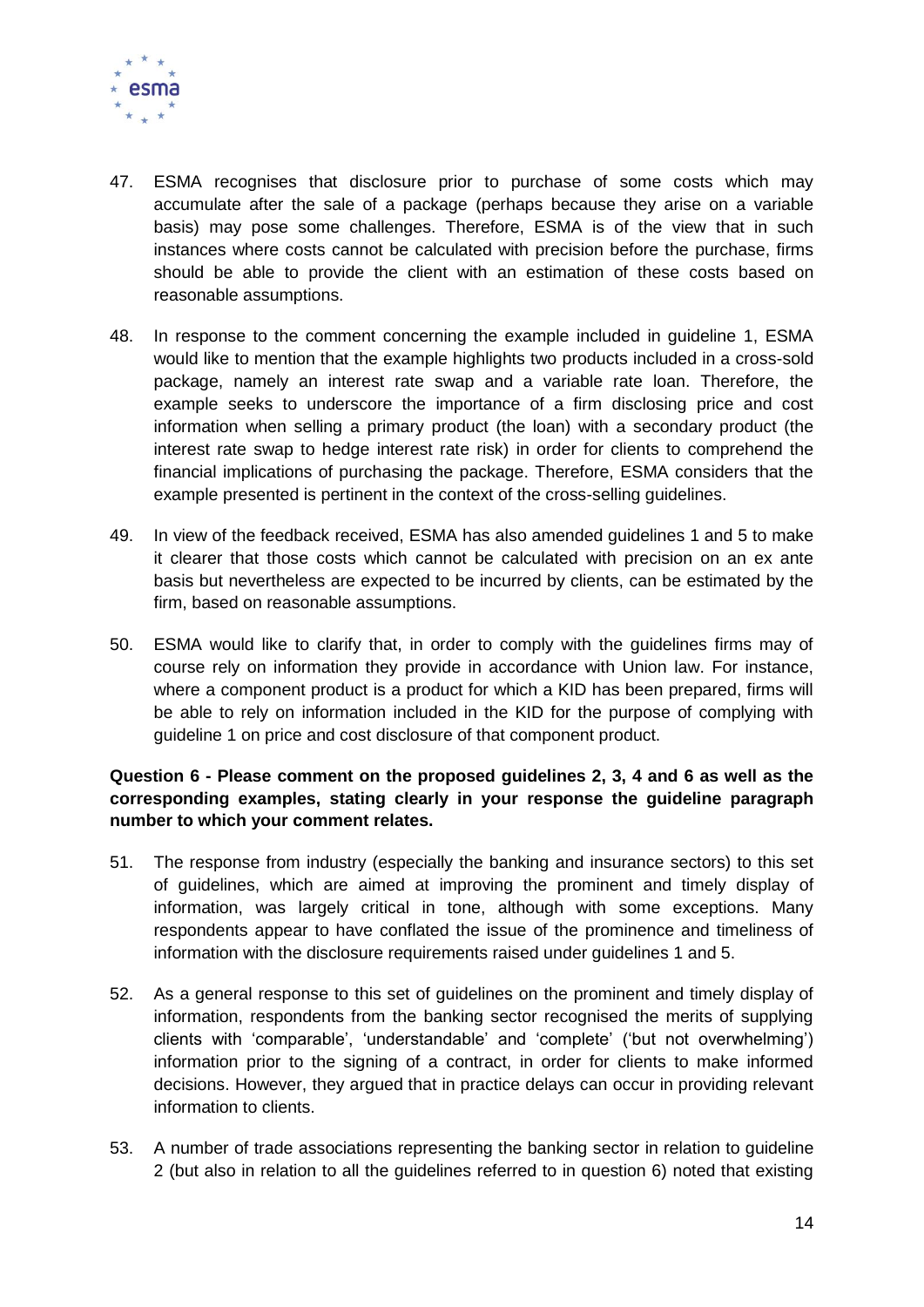47. ESMA recognises that disclosure prior to purchase of some costs which may accumulate after the sale of a package (perhaps because they arise on a variable basis) may pose some challenges. Therefore, ESMA is of the view that in such instances where costs cannot be calculated with precision before the purchase, firms should be able to provide the client with an estimation of these costs based on reasonable assumptions.

48. In response to the comment concerning the example included in guideline 1, ESMA would like to mention that the example highlights two products included in a cross-sold package, namely an interest rate swap and a variable rate loan. Therefore, the example seeks to underscore the importance of a firm disclosing price and cost information when selling a primary product (the loan) with a secondary product (the interest rate swap to hedge interest rate risk) in order for clients to comprehend the financial implications of purchasing the package. Therefore, ESMA considers that the example presented is pertinent in the context of the cross-selling guidelines.

49. In view of the feedback received, ESMA has also amended guidelines 1 and 5 to make it clearer that those costs which cannot be calculated with precision on an ex ante basis but nevertheless are expected to be incurred by clients, can be estimated by the firm, based on reasonable assumptions.

50. ESMA would like to clarify that, in order to comply with the guidelines firms may of course rely on information they provide in accordance with Union law. For instance, where a component product is a product for which a KID has been prepared, firms will be able to rely on information included in the KID for the purpose of complying with guideline 1 on price and cost disclosure of that component product.

**Question 6 - Please comment on the proposed guidelines 2, 3, 4 and 6 as well as the corresponding examples, stating clearly in your response the guideline paragraph number to which your comment relates.**

51. The response from industry (especially the banking and insurance sectors) to this set of guidelines, which are aimed at improving the prominent and timely display of information, was largely critical in tone, although with some exceptions. Many respondents appear to have conflated the issue of the prominence and timeliness of information with the disclosure requirements raised under guidelines 1 and 5.

52. As a general response to this set of guidelines on the prominent and timely display of information, respondents from the banking sector recognised the merits of supplying clients with 'comparable', 'understandable' and 'complete' ('but not overwhelming') information prior to the signing of a contract, in order for clients to make informed decisions. However, they argued that in practice delays can occur in providing relevant information to clients.

53. A number of trade associations representing the banking sector in relation to guideline 2 (but also in relation to all the guidelines referred to in question 6) noted that existing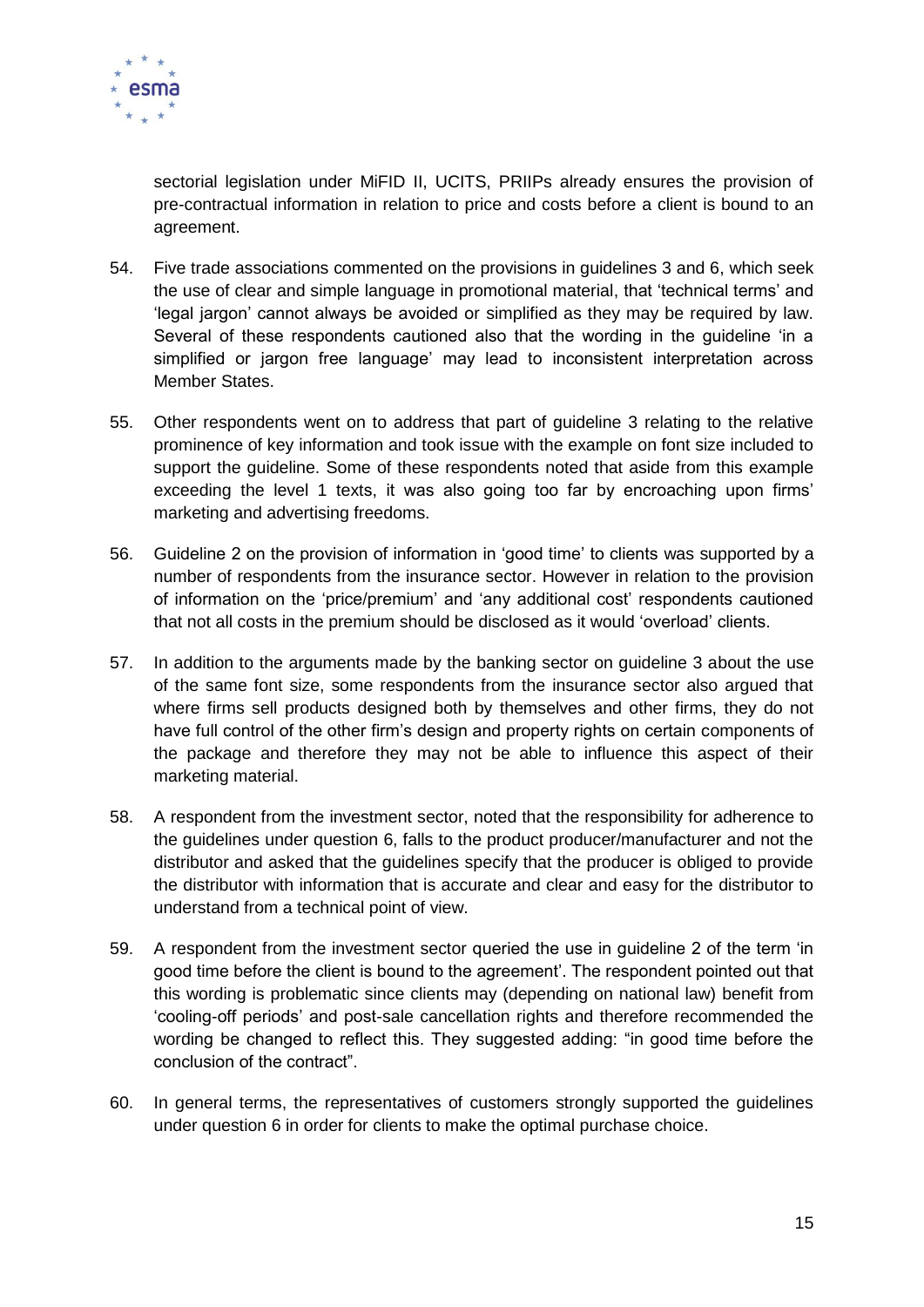sectorial legislation under MiFID II, UCITS, PRIIPs already ensures the provision of pre-contractual information in relation to price and costs before a client is bound to an agreement.

54. Five trade associations commented on the provisions in guidelines 3 and 6, which seek the use of clear and simple language in promotional material, that 'technical terms' and 'legal jargon' cannot always be avoided or simplified as they may be required by law. Several of these respondents cautioned also that the wording in the guideline 'in a simplified or jargon free language' may lead to inconsistent interpretation across Member States.

55. Other respondents went on to address that part of guideline 3 relating to the relative prominence of key information and took issue with the example on font size included to support the guideline. Some of these respondents noted that aside from this example exceeding the level 1 texts, it was also going too far by encroaching upon firms' marketing and advertising freedoms.

56. Guideline 2 on the provision of information in 'good time' to clients was supported by a number of respondents from the insurance sector. However in relation to the provision of information on the 'price/premium' and 'any additional cost' respondents cautioned that not all costs in the premium should be disclosed as it would 'overload' clients.

57. In addition to the arguments made by the banking sector on guideline 3 about the use of the same font size, some respondents from the insurance sector also argued that where firms sell products designed both by themselves and other firms, they do not have full control of the other firm's design and property rights on certain components of the package and therefore they may not be able to influence this aspect of their marketing material.

58. A respondent from the investment sector, noted that the responsibility for adherence to the guidelines under question 6, falls to the product producer/manufacturer and not the distributor and asked that the guidelines specify that the producer is obliged to provide the distributor with information that is accurate and clear and easy for the distributor to understand from a technical point of view.

59. A respondent from the investment sector queried the use in guideline 2 of the term 'in good time before the client is bound to the agreement'. The respondent pointed out that this wording is problematic since clients may (depending on national law) benefit from 'cooling-off periods' and post-sale cancellation rights and therefore recommended the wording be changed to reflect this. They suggested adding: "in good time before the conclusion of the contract".

60. In general terms, the representatives of customers strongly supported the guidelines under question 6 in order for clients to make the optimal purchase choice.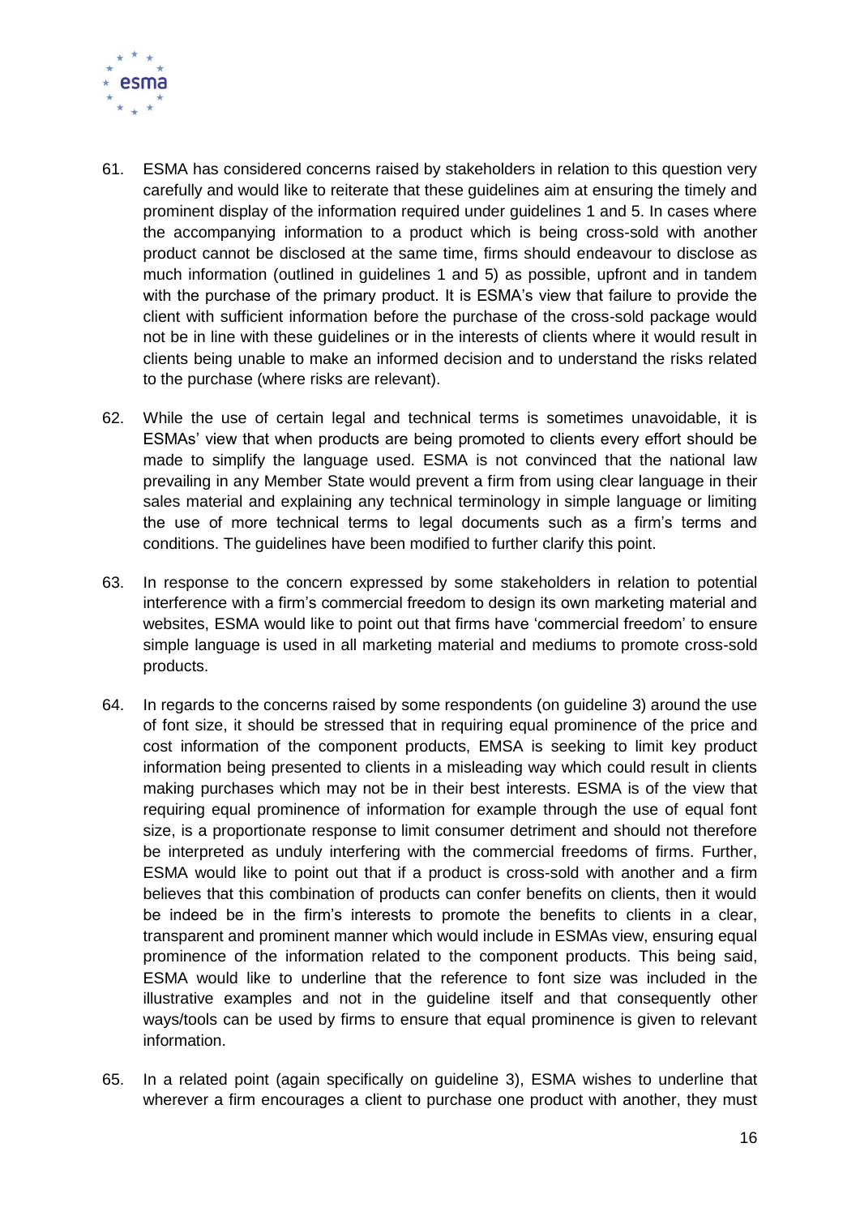61. ESMA has considered concerns raised by stakeholders in relation to this question very carefully and would like to reiterate that these guidelines aim at ensuring the timely and prominent display of the information required under guidelines 1 and 5. In cases where the accompanying information to a product which is being cross-sold with another product cannot be disclosed at the same time, firms should endeavour to disclose as much information (outlined in guidelines 1 and 5) as possible, upfront and in tandem with the purchase of the primary product. It is ESMA's view that failure to provide the client with sufficient information before the purchase of the cross-sold package would not be in line with these guidelines or in the interests of clients where it would result in clients being unable to make an informed decision and to understand the risks related to the purchase (where risks are relevant).

62. While the use of certain legal and technical terms is sometimes unavoidable, it is ESMAs' view that when products are being promoted to clients every effort should be made to simplify the language used. ESMA is not convinced that the national law prevailing in any Member State would prevent a firm from using clear language in their sales material and explaining any technical terminology in simple language or limiting the use of more technical terms to legal documents such as a firm's terms and conditions. The guidelines have been modified to further clarify this point.

63. In response to the concern expressed by some stakeholders in relation to potential interference with a firm's commercial freedom to design its own marketing material and websites, ESMA would like to point out that firms have 'commercial freedom' to ensure simple language is used in all marketing material and mediums to promote cross-sold products.

64. In regards to the concerns raised by some respondents (on guideline 3) around the use of font size, it should be stressed that in requiring equal prominence of the price and cost information of the component products, EMSA is seeking to limit key product information being presented to clients in a misleading way which could result in clients making purchases which may not be in their best interests. ESMA is of the view that requiring equal prominence of information for example through the use of equal font size, is a proportionate response to limit consumer detriment and should not therefore be interpreted as unduly interfering with the commercial freedoms of firms. Further, ESMA would like to point out that if a product is cross-sold with another and a firm believes that this combination of products can confer benefits on clients, then it would be indeed be in the firm's interests to promote the benefits to clients in a clear, transparent and prominent manner which would include in ESMAs view, ensuring equal prominence of the information related to the component products. This being said, ESMA would like to underline that the reference to font size was included in the illustrative examples and not in the guideline itself and that consequently other ways/tools can be used by firms to ensure that equal prominence is given to relevant information.

65. In a related point (again specifically on guideline 3), ESMA wishes to underline that wherever a firm encourages a client to purchase one product with another, they must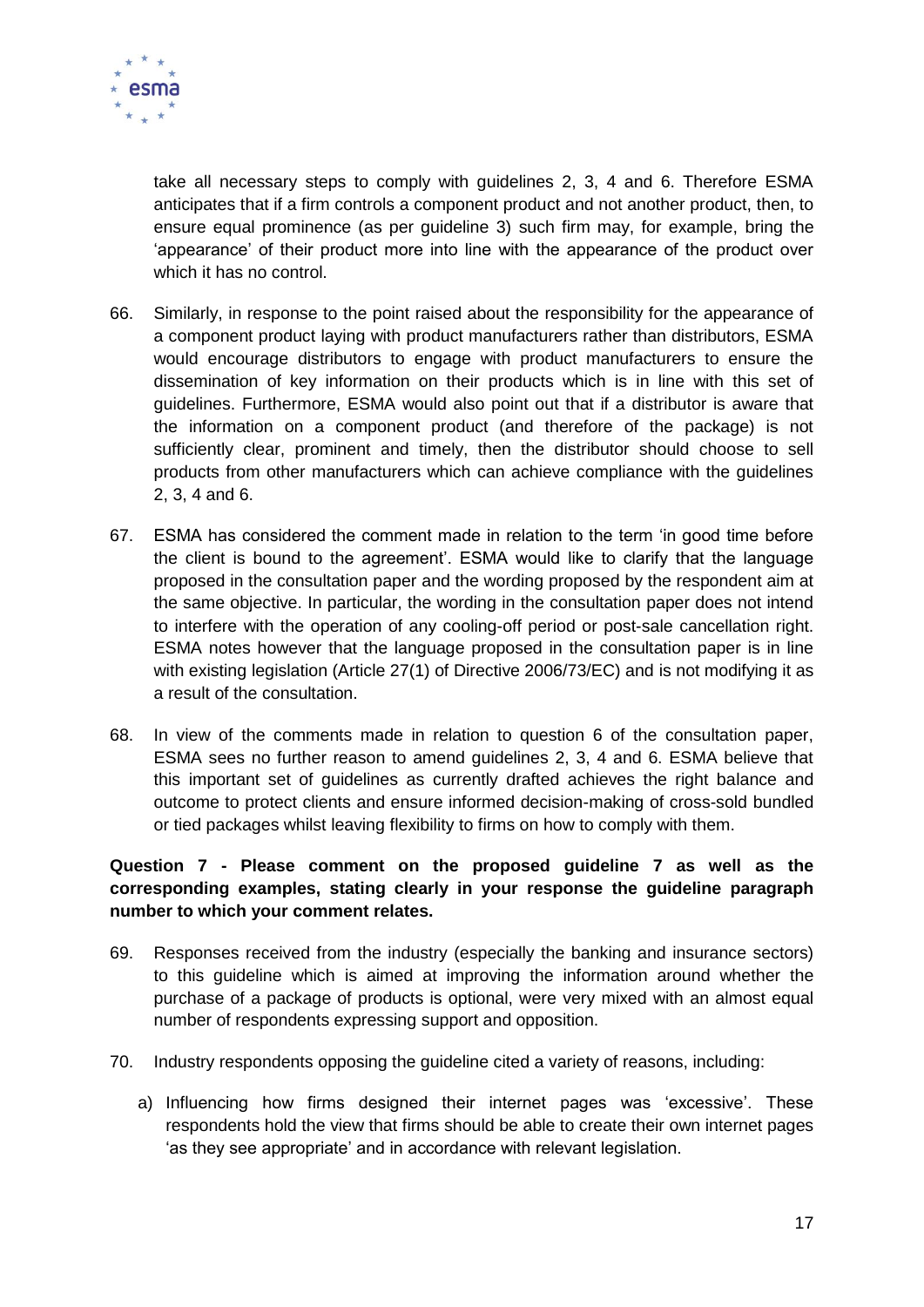take all necessary steps to comply with guidelines 2, 3, 4 and 6. Therefore ESMA anticipates that if a firm controls a component product and not another product, then, to ensure equal prominence (as per guideline 3) such firm may, for example, bring the 'appearance' of their product more into line with the appearance of the product over which it has no control.

66. Similarly, in response to the point raised about the responsibility for the appearance of a component product laying with product manufacturers rather than distributors, ESMA would encourage distributors to engage with product manufacturers to ensure the dissemination of key information on their products which is in line with this set of guidelines. Furthermore, ESMA would also point out that if a distributor is aware that the information on a component product (and therefore of the package) is not sufficiently clear, prominent and timely, then the distributor should choose to sell products from other manufacturers which can achieve compliance with the guidelines 2, 3, 4 and 6.

67. ESMA has considered the comment made in relation to the term 'in good time before the client is bound to the agreement'. ESMA would like to clarify that the language proposed in the consultation paper and the wording proposed by the respondent aim at the same objective. In particular, the wording in the consultation paper does not intend to interfere with the operation of any cooling-off period or post-sale cancellation right. ESMA notes however that the language proposed in the consultation paper is in line with existing legislation (Article 27(1) of Directive 2006/73/EC) and is not modifying it as a result of the consultation.

68. In view of the comments made in relation to question 6 of the consultation paper, ESMA sees no further reason to amend guidelines 2, 3, 4 and 6. ESMA believe that this important set of guidelines as currently drafted achieves the right balance and outcome to protect clients and ensure informed decision-making of cross-sold bundled or tied packages whilst leaving flexibility to firms on how to comply with them.

**Question 7 - Please comment on the proposed guideline 7 as well as the corresponding examples, stating clearly in your response the guideline paragraph number to which your comment relates.**

69. Responses received from the industry (especially the banking and insurance sectors) to this guideline which is aimed at improving the information around whether the purchase of a package of products is optional, were very mixed with an almost equal number of respondents expressing support and opposition.

70. Industry respondents opposing the guideline cited a variety of reasons, including:

   a) Influencing how firms designed their internet pages was 'excessive'. These respondents hold the view that firms should be able to create their own internet pages 'as they see appropriate' and in accordance with relevant legislation.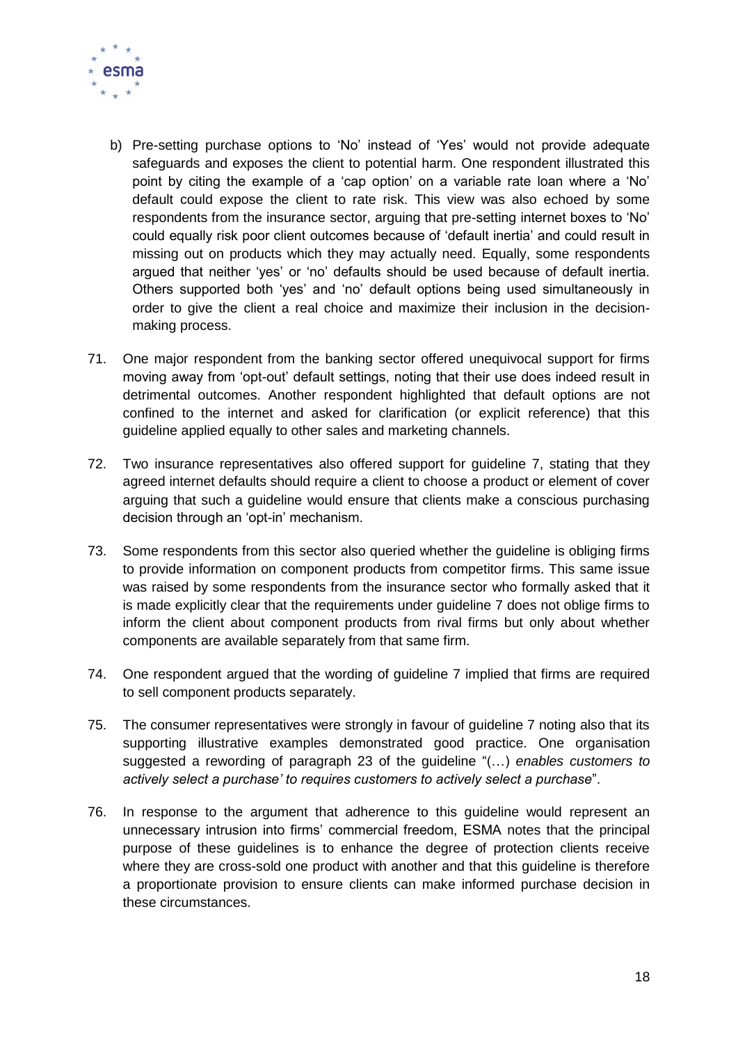b) Pre-setting purchase options to 'No' instead of 'Yes' would not provide adequate safeguards and exposes the client to potential harm. One respondent illustrated this point by citing the example of a 'cap option' on a variable rate loan where a 'No' default could expose the client to rate risk. This view was also echoed by some respondents from the insurance sector, arguing that pre-setting internet boxes to 'No' could equally risk poor client outcomes because of 'default inertia' and could result in missing out on products which they may actually need. Equally, some respondents argued that neither 'yes' or 'no' defaults should be used because of default inertia. Others supported both 'yes' and 'no' default options being used simultaneously in order to give the client a real choice and maximize their inclusion in the decision-making process.

71. One major respondent from the banking sector offered unequivocal support for firms moving away from 'opt-out' default settings, noting that their use does indeed result in detrimental outcomes. Another respondent highlighted that default options are not confined to the internet and asked for clarification (or explicit reference) that this guideline applied equally to other sales and marketing channels.

72. Two insurance representatives also offered support for guideline 7, stating that they agreed internet defaults should require a client to choose a product or element of cover arguing that such a guideline would ensure that clients make a conscious purchasing decision through an 'opt-in' mechanism.

73. Some respondents from this sector also queried whether the guideline is obliging firms to provide information on component products from competitor firms. This same issue was raised by some respondents from the insurance sector who formally asked that it is made explicitly clear that the requirements under guideline 7 does not oblige firms to inform the client about component products from rival firms but only about whether components are available separately from that same firm.

74. One respondent argued that the wording of guideline 7 implied that firms are required to sell component products separately.

75. The consumer representatives were strongly in favour of guideline 7 noting also that its supporting illustrative examples demonstrated good practice. One organisation suggested a rewording of paragraph 23 of the guideline "(…) *enables customers to actively select a purchase' to requires customers to actively select a purchase*".

76. In response to the argument that adherence to this guideline would represent an unnecessary intrusion into firms' commercial freedom, ESMA notes that the principal purpose of these guidelines is to enhance the degree of protection clients receive where they are cross-sold one product with another and that this guideline is therefore a proportionate provision to ensure clients can make informed purchase decision in these circumstances.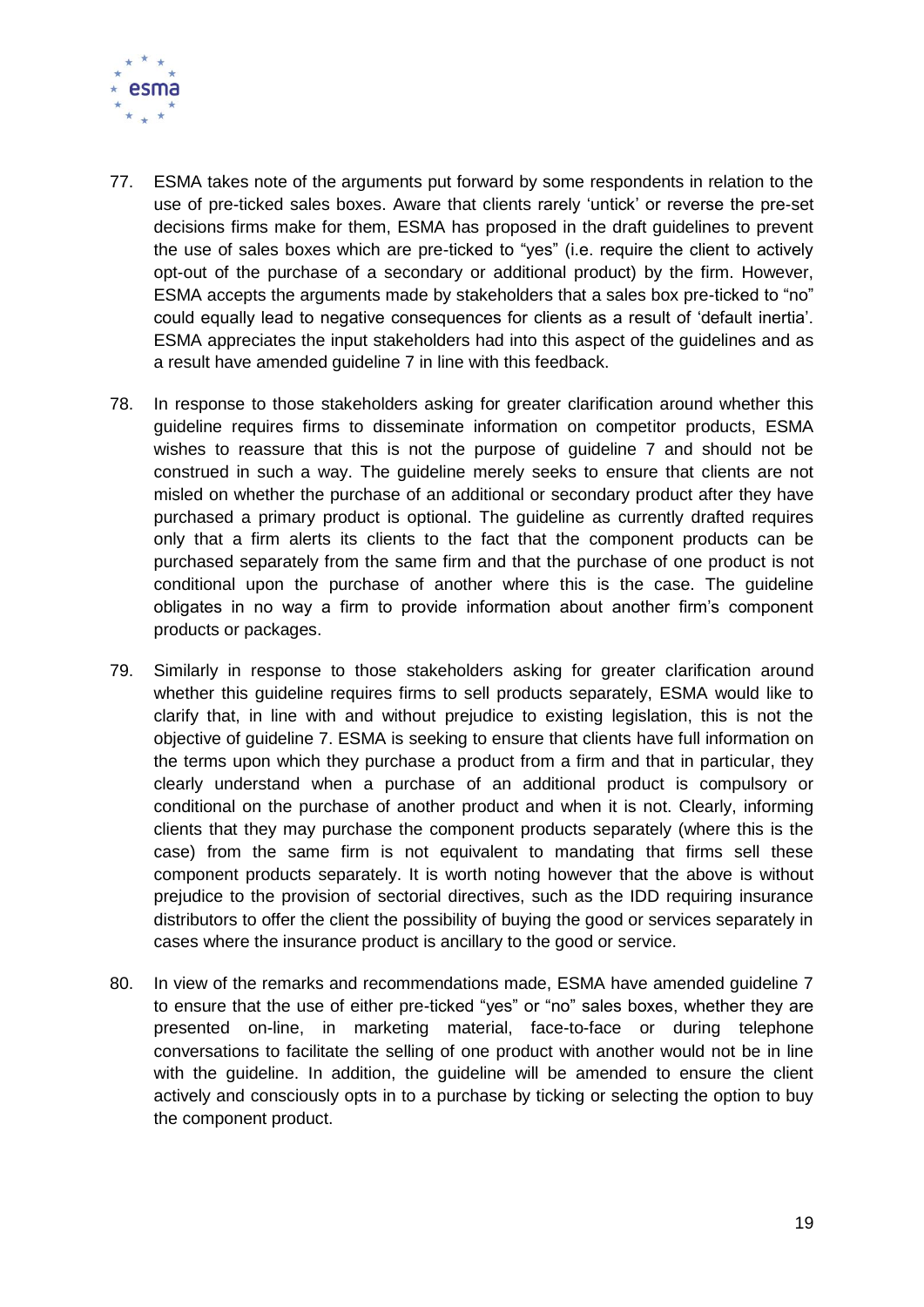77. ESMA takes note of the arguments put forward by some respondents in relation to the use of pre-ticked sales boxes. Aware that clients rarely 'untick' or reverse the pre-set decisions firms make for them, ESMA has proposed in the draft guidelines to prevent the use of sales boxes which are pre-ticked to "yes" (i.e. require the client to actively opt-out of the purchase of a secondary or additional product) by the firm. However, ESMA accepts the arguments made by stakeholders that a sales box pre-ticked to "no" could equally lead to negative consequences for clients as a result of 'default inertia'. ESMA appreciates the input stakeholders had into this aspect of the guidelines and as a result have amended guideline 7 in line with this feedback.

78. In response to those stakeholders asking for greater clarification around whether this guideline requires firms to disseminate information on competitor products, ESMA wishes to reassure that this is not the purpose of guideline 7 and should not be construed in such a way. The guideline merely seeks to ensure that clients are not misled on whether the purchase of an additional or secondary product after they have purchased a primary product is optional. The guideline as currently drafted requires only that a firm alerts its clients to the fact that the component products can be purchased separately from the same firm and that the purchase of one product is not conditional upon the purchase of another where this is the case. The guideline obligates in no way a firm to provide information about another firm's component products or packages.

79. Similarly in response to those stakeholders asking for greater clarification around whether this guideline requires firms to sell products separately, ESMA would like to clarify that, in line with and without prejudice to existing legislation, this is not the objective of guideline 7. ESMA is seeking to ensure that clients have full information on the terms upon which they purchase a product from a firm and that in particular, they clearly understand when a purchase of an additional product is compulsory or conditional on the purchase of another product and when it is not. Clearly, informing clients that they may purchase the component products separately (where this is the case) from the same firm is not equivalent to mandating that firms sell these component products separately. It is worth noting however that the above is without prejudice to the provision of sectorial directives, such as the IDD requiring insurance distributors to offer the client the possibility of buying the good or services separately in cases where the insurance product is ancillary to the good or service.

80. In view of the remarks and recommendations made, ESMA have amended guideline 7 to ensure that the use of either pre-ticked "yes" or "no" sales boxes, whether they are presented on-line, in marketing material, face-to-face or during telephone conversations to facilitate the selling of one product with another would not be in line with the guideline. In addition, the guideline will be amended to ensure the client actively and consciously opts in to a purchase by ticking or selecting the option to buy the component product.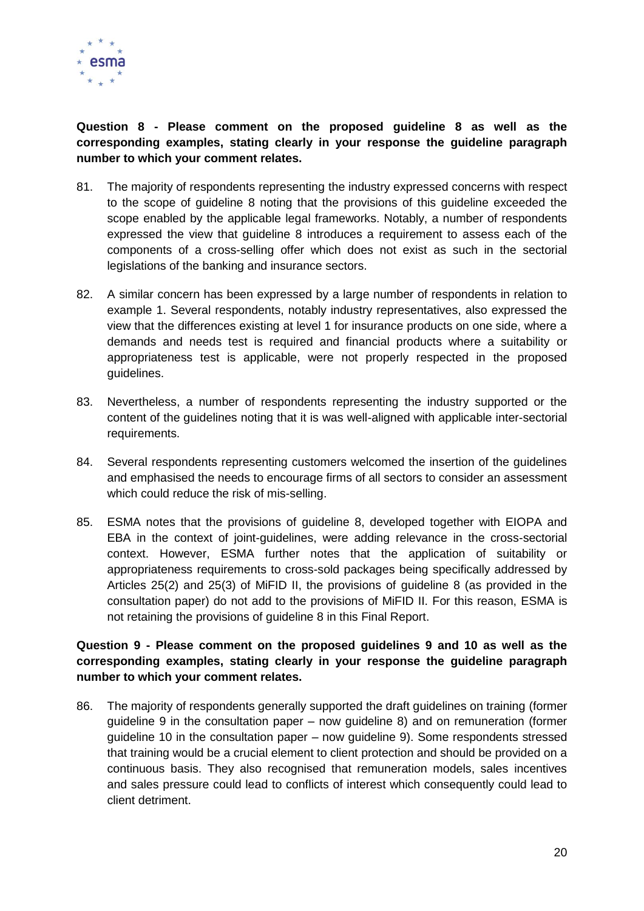**Question 8 - Please comment on the proposed guideline 8 as well as the corresponding examples, stating clearly in your response the guideline paragraph number to which your comment relates.**

81. The majority of respondents representing the industry expressed concerns with respect to the scope of guideline 8 noting that the provisions of this guideline exceeded the scope enabled by the applicable legal frameworks. Notably, a number of respondents expressed the view that guideline 8 introduces a requirement to assess each of the components of a cross-selling offer which does not exist as such in the sectorial legislations of the banking and insurance sectors.

82. A similar concern has been expressed by a large number of respondents in relation to example 1. Several respondents, notably industry representatives, also expressed the view that the differences existing at level 1 for insurance products on one side, where a demands and needs test is required and financial products where a suitability or appropriateness test is applicable, were not properly respected in the proposed guidelines.

83. Nevertheless, a number of respondents representing the industry supported or the content of the guidelines noting that it is was well-aligned with applicable inter-sectorial requirements.

84. Several respondents representing customers welcomed the insertion of the guidelines and emphasised the needs to encourage firms of all sectors to consider an assessment which could reduce the risk of mis-selling.

85. ESMA notes that the provisions of guideline 8, developed together with EIOPA and EBA in the context of joint-guidelines, were adding relevance in the cross-sectorial context. However, ESMA further notes that the application of suitability or appropriateness requirements to cross-sold packages being specifically addressed by Articles 25(2) and 25(3) of MiFID II, the provisions of guideline 8 (as provided in the consultation paper) do not add to the provisions of MiFID II. For this reason, ESMA is not retaining the provisions of guideline 8 in this Final Report.

**Question 9 - Please comment on the proposed guidelines 9 and 10 as well as the corresponding examples, stating clearly in your response the guideline paragraph number to which your comment relates.**

86. The majority of respondents generally supported the draft guidelines on training (former guideline 9 in the consultation paper – now guideline 8) and on remuneration (former guideline 10 in the consultation paper – now guideline 9). Some respondents stressed that training would be a crucial element to client protection and should be provided on a continuous basis. They also recognised that remuneration models, sales incentives and sales pressure could lead to conflicts of interest which consequently could lead to client detriment.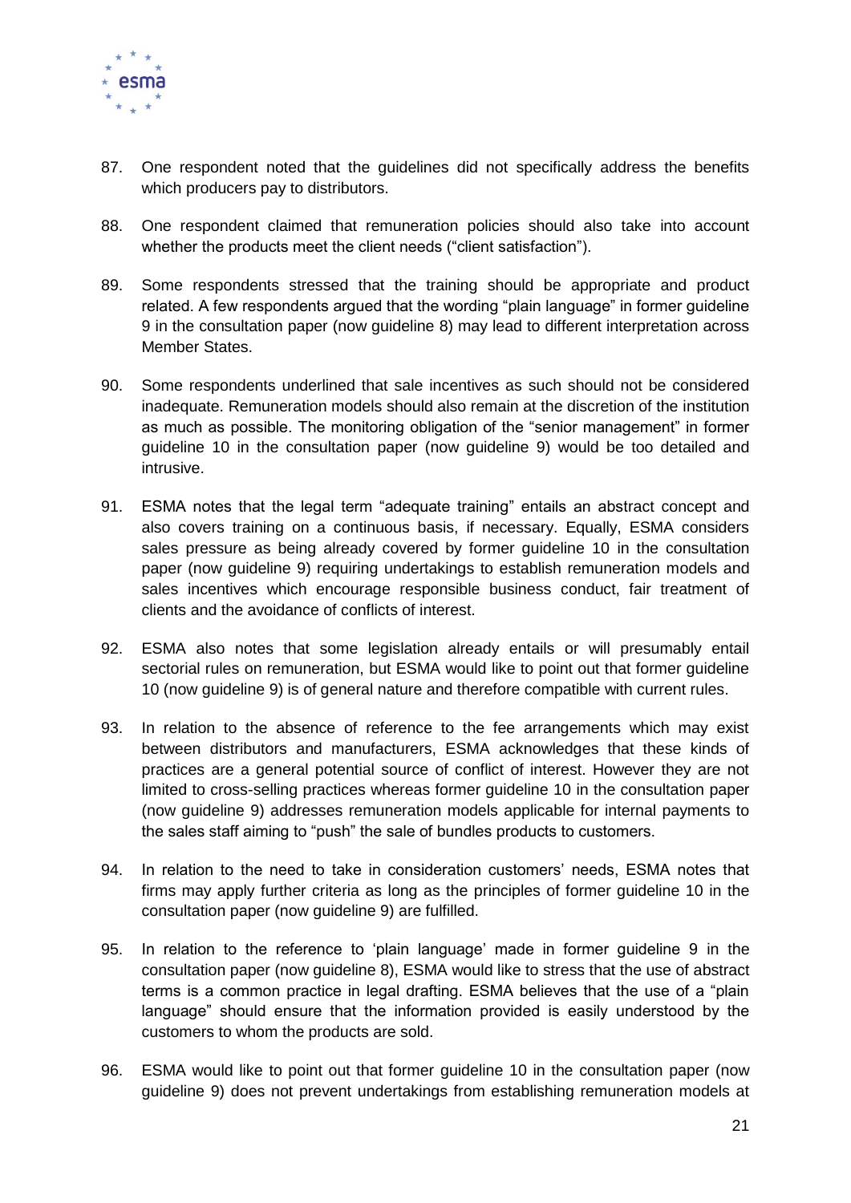87. One respondent noted that the guidelines did not specifically address the benefits which producers pay to distributors.

88. One respondent claimed that remuneration policies should also take into account whether the products meet the client needs (“client satisfaction”).

89. Some respondents stressed that the training should be appropriate and product related. A few respondents argued that the wording “plain language” in former guideline 9 in the consultation paper (now guideline 8) may lead to different interpretation across Member States.

90. Some respondents underlined that sale incentives as such should not be considered inadequate. Remuneration models should also remain at the discretion of the institution as much as possible. The monitoring obligation of the “senior management” in former guideline 10 in the consultation paper (now guideline 9) would be too detailed and intrusive.

91. ESMA notes that the legal term “adequate training” entails an abstract concept and also covers training on a continuous basis, if necessary. Equally, ESMA considers sales pressure as being already covered by former guideline 10 in the consultation paper (now guideline 9) requiring undertakings to establish remuneration models and sales incentives which encourage responsible business conduct, fair treatment of clients and the avoidance of conflicts of interest.

92. ESMA also notes that some legislation already entails or will presumably entail sectorial rules on remuneration, but ESMA would like to point out that former guideline 10 (now guideline 9) is of general nature and therefore compatible with current rules.

93. In relation to the absence of reference to the fee arrangements which may exist between distributors and manufacturers, ESMA acknowledges that these kinds of practices are a general potential source of conflict of interest. However they are not limited to cross-selling practices whereas former guideline 10 in the consultation paper (now guideline 9) addresses remuneration models applicable for internal payments to the sales staff aiming to “push” the sale of bundles products to customers.

94. In relation to the need to take in consideration customers’ needs, ESMA notes that firms may apply further criteria as long as the principles of former guideline 10 in the consultation paper (now guideline 9) are fulfilled.

95. In relation to the reference to ‘plain language’ made in former guideline 9 in the consultation paper (now guideline 8), ESMA would like to stress that the use of abstract terms is a common practice in legal drafting. ESMA believes that the use of a “plain language” should ensure that the information provided is easily understood by the customers to whom the products are sold.

96. ESMA would like to point out that former guideline 10 in the consultation paper (now guideline 9) does not prevent undertakings from establishing remuneration models at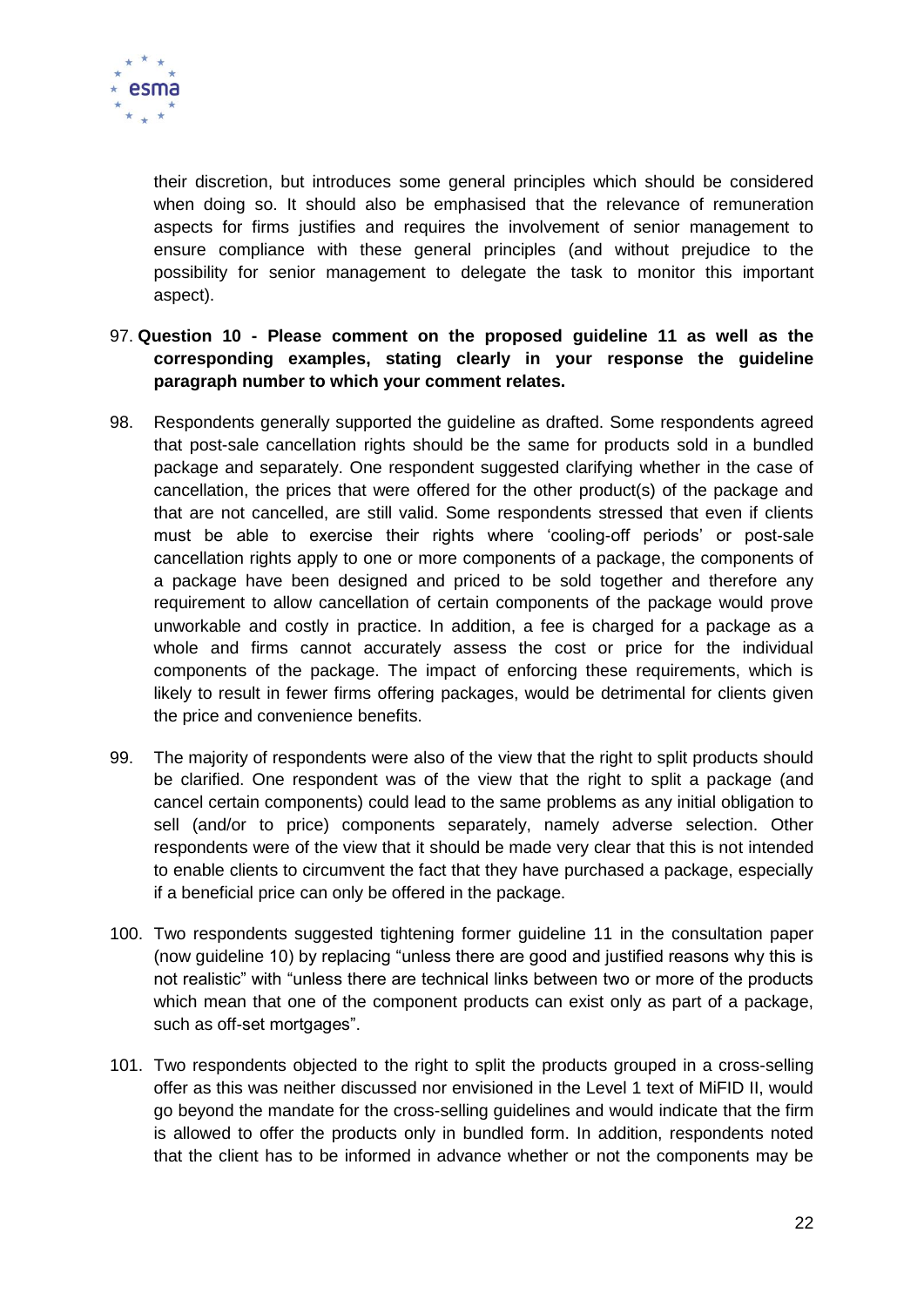their discretion, but introduces some general principles which should be considered when doing so. It should also be emphasised that the relevance of remuneration aspects for firms justifies and requires the involvement of senior management to ensure compliance with these general principles (and without prejudice to the possibility for senior management to delegate the task to monitor this important aspect).

97. **Question 10 - Please comment on the proposed guideline 11 as well as the corresponding examples, stating clearly in your response the guideline paragraph number to which your comment relates.**

98. Respondents generally supported the guideline as drafted. Some respondents agreed that post-sale cancellation rights should be the same for products sold in a bundled package and separately. One respondent suggested clarifying whether in the case of cancellation, the prices that were offered for the other product(s) of the package and that are not cancelled, are still valid. Some respondents stressed that even if clients must be able to exercise their rights where 'cooling-off periods' or post-sale cancellation rights apply to one or more components of a package, the components of a package have been designed and priced to be sold together and therefore any requirement to allow cancellation of certain components of the package would prove unworkable and costly in practice. In addition, a fee is charged for a package as a whole and firms cannot accurately assess the cost or price for the individual components of the package. The impact of enforcing these requirements, which is likely to result in fewer firms offering packages, would be detrimental for clients given the price and convenience benefits.

99. The majority of respondents were also of the view that the right to split products should be clarified. One respondent was of the view that the right to split a package (and cancel certain components) could lead to the same problems as any initial obligation to sell (and/or to price) components separately, namely adverse selection. Other respondents were of the view that it should be made very clear that this is not intended to enable clients to circumvent the fact that they have purchased a package, especially if a beneficial price can only be offered in the package.

100. Two respondents suggested tightening former guideline 11 in the consultation paper (now guideline 10) by replacing "unless there are good and justified reasons why this is not realistic" with "unless there are technical links between two or more of the products which mean that one of the component products can exist only as part of a package, such as off-set mortgages".

101. Two respondents objected to the right to split the products grouped in a cross-selling offer as this was neither discussed nor envisioned in the Level 1 text of MiFID II, would go beyond the mandate for the cross-selling guidelines and would indicate that the firm is allowed to offer the products only in bundled form. In addition, respondents noted that the client has to be informed in advance whether or not the components may be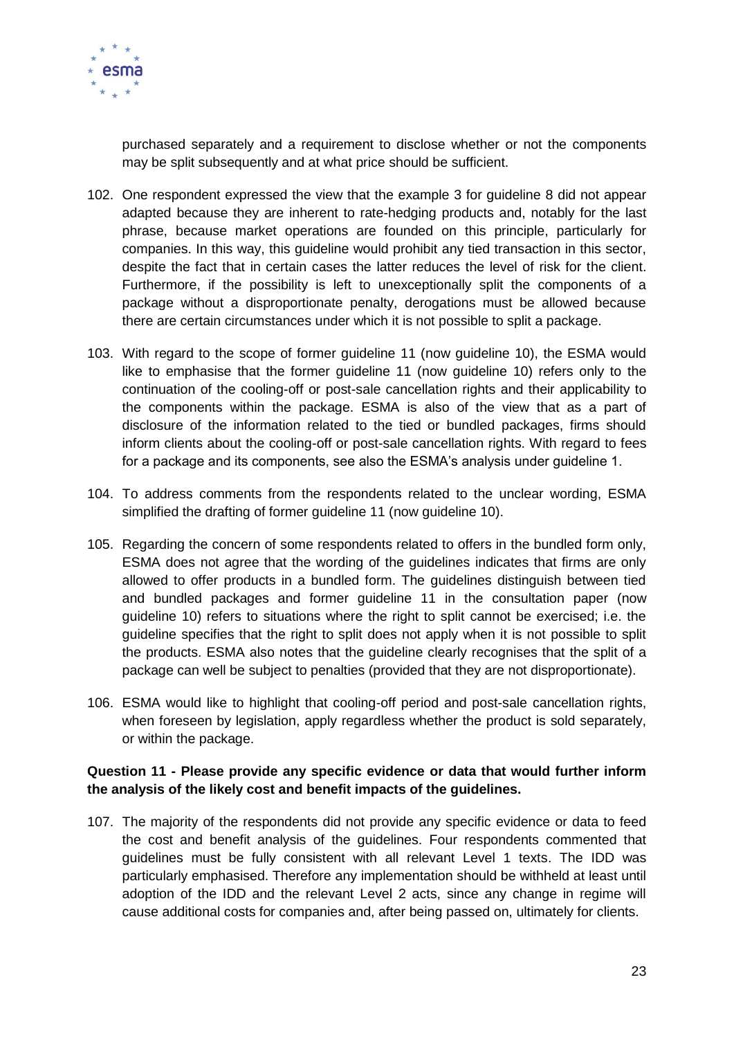purchased separately and a requirement to disclose whether or not the components may be split subsequently and at what price should be sufficient.

102. One respondent expressed the view that the example 3 for guideline 8 did not appear adapted because they are inherent to rate-hedging products and, notably for the last phrase, because market operations are founded on this principle, particularly for companies. In this way, this guideline would prohibit any tied transaction in this sector, despite the fact that in certain cases the latter reduces the level of risk for the client. Furthermore, if the possibility is left to unexceptionally split the components of a package without a disproportionate penalty, derogations must be allowed because there are certain circumstances under which it is not possible to split a package.

103. With regard to the scope of former guideline 11 (now guideline 10), the ESMA would like to emphasise that the former guideline 11 (now guideline 10) refers only to the continuation of the cooling-off or post-sale cancellation rights and their applicability to the components within the package. ESMA is also of the view that as a part of disclosure of the information related to the tied or bundled packages, firms should inform clients about the cooling-off or post-sale cancellation rights. With regard to fees for a package and its components, see also the ESMA's analysis under guideline 1.

104. To address comments from the respondents related to the unclear wording, ESMA simplified the drafting of former guideline 11 (now guideline 10).

105. Regarding the concern of some respondents related to offers in the bundled form only, ESMA does not agree that the wording of the guidelines indicates that firms are only allowed to offer products in a bundled form. The guidelines distinguish between tied and bundled packages and former guideline 11 in the consultation paper (now guideline 10) refers to situations where the right to split cannot be exercised; i.e. the guideline specifies that the right to split does not apply when it is not possible to split the products. ESMA also notes that the guideline clearly recognises that the split of a package can well be subject to penalties (provided that they are not disproportionate).

106. ESMA would like to highlight that cooling-off period and post-sale cancellation rights, when foreseen by legislation, apply regardless whether the product is sold separately, or within the package.

**Question 11 - Please provide any specific evidence or data that would further inform the analysis of the likely cost and benefit impacts of the guidelines.**

107. The majority of the respondents did not provide any specific evidence or data to feed the cost and benefit analysis of the guidelines. Four respondents commented that guidelines must be fully consistent with all relevant Level 1 texts. The IDD was particularly emphasised. Therefore any implementation should be withheld at least until adoption of the IDD and the relevant Level 2 acts, since any change in regime will cause additional costs for companies and, after being passed on, ultimately for clients.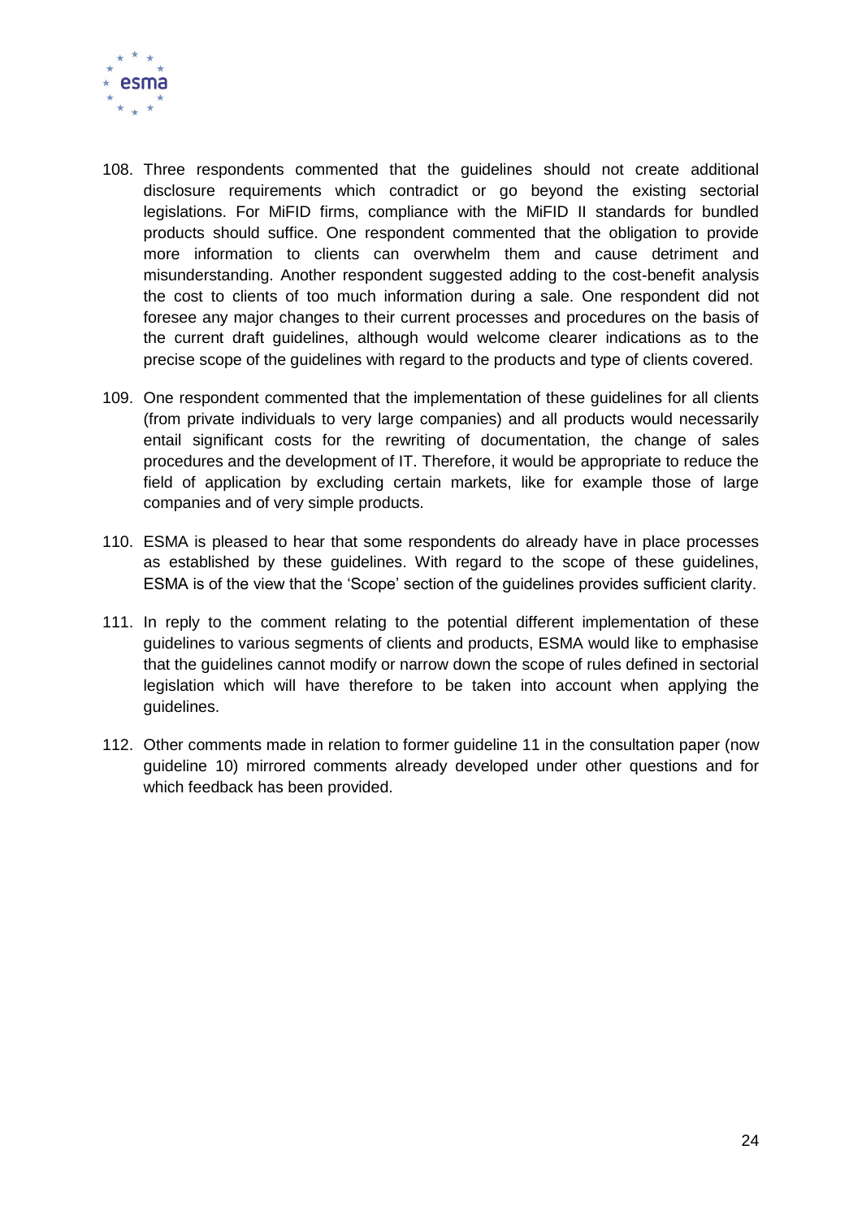108. Three respondents commented that the guidelines should not create additional disclosure requirements which contradict or go beyond the existing sectorial legislations. For MiFID firms, compliance with the MiFID II standards for bundled products should suffice. One respondent commented that the obligation to provide more information to clients can overwhelm them and cause detriment and misunderstanding. Another respondent suggested adding to the cost-benefit analysis the cost to clients of too much information during a sale. One respondent did not foresee any major changes to their current processes and procedures on the basis of the current draft guidelines, although would welcome clearer indications as to the precise scope of the guidelines with regard to the products and type of clients covered.

109. One respondent commented that the implementation of these guidelines for all clients (from private individuals to very large companies) and all products would necessarily entail significant costs for the rewriting of documentation, the change of sales procedures and the development of IT. Therefore, it would be appropriate to reduce the field of application by excluding certain markets, like for example those of large companies and of very simple products.

110. ESMA is pleased to hear that some respondents do already have in place processes as established by these guidelines. With regard to the scope of these guidelines, ESMA is of the view that the 'Scope' section of the guidelines provides sufficient clarity.

111. In reply to the comment relating to the potential different implementation of these guidelines to various segments of clients and products, ESMA would like to emphasise that the guidelines cannot modify or narrow down the scope of rules defined in sectorial legislation which will have therefore to be taken into account when applying the guidelines.

112. Other comments made in relation to former guideline 11 in the consultation paper (now guideline 10) mirrored comments already developed under other questions and for which feedback has been provided.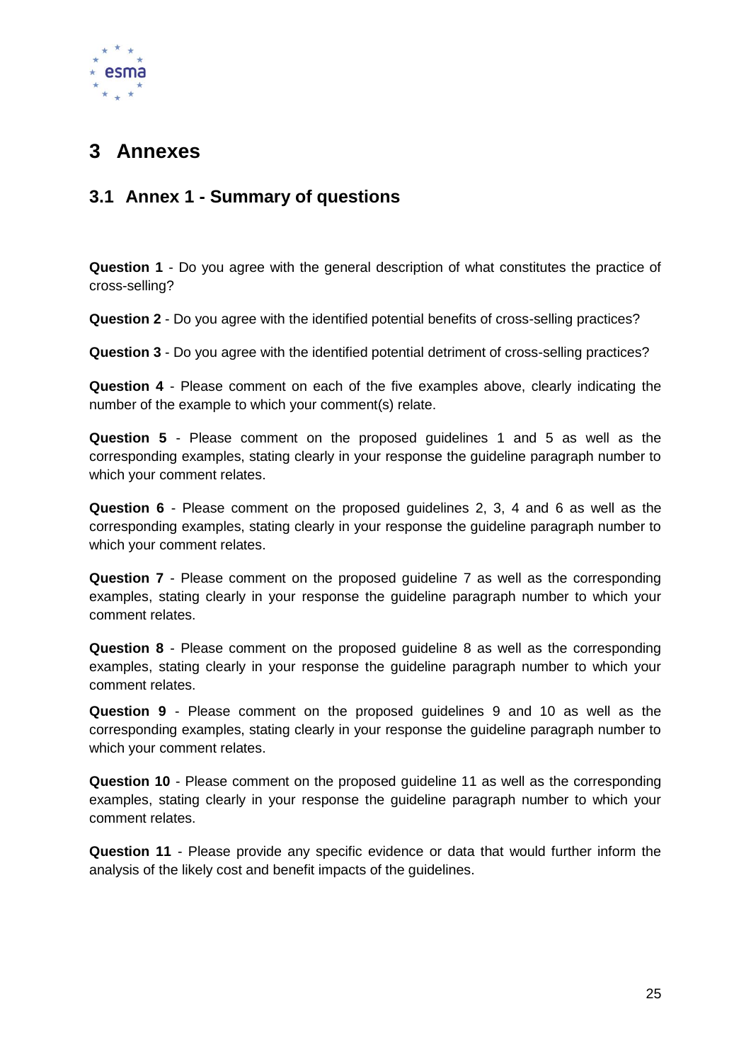# 3 Annexes

## 3.1 Annex 1 - Summary of questions

**Question 1** - Do you agree with the general description of what constitutes the practice of cross-selling?

**Question 2** - Do you agree with the identified potential benefits of cross-selling practices?

**Question 3** - Do you agree with the identified potential detriment of cross-selling practices?

**Question 4** - Please comment on each of the five examples above, clearly indicating the number of the example to which your comment(s) relate.

**Question 5** - Please comment on the proposed guidelines 1 and 5 as well as the corresponding examples, stating clearly in your response the guideline paragraph number to which your comment relates.

**Question 6** - Please comment on the proposed guidelines 2, 3, 4 and 6 as well as the corresponding examples, stating clearly in your response the guideline paragraph number to which your comment relates.

**Question 7** - Please comment on the proposed guideline 7 as well as the corresponding examples, stating clearly in your response the guideline paragraph number to which your comment relates.

**Question 8** - Please comment on the proposed guideline 8 as well as the corresponding examples, stating clearly in your response the guideline paragraph number to which your comment relates.

**Question 9** - Please comment on the proposed guidelines 9 and 10 as well as the corresponding examples, stating clearly in your response the guideline paragraph number to which your comment relates.

**Question 10** - Please comment on the proposed guideline 11 as well as the corresponding examples, stating clearly in your response the guideline paragraph number to which your comment relates.

**Question 11** - Please provide any specific evidence or data that would further inform the analysis of the likely cost and benefit impacts of the guidelines.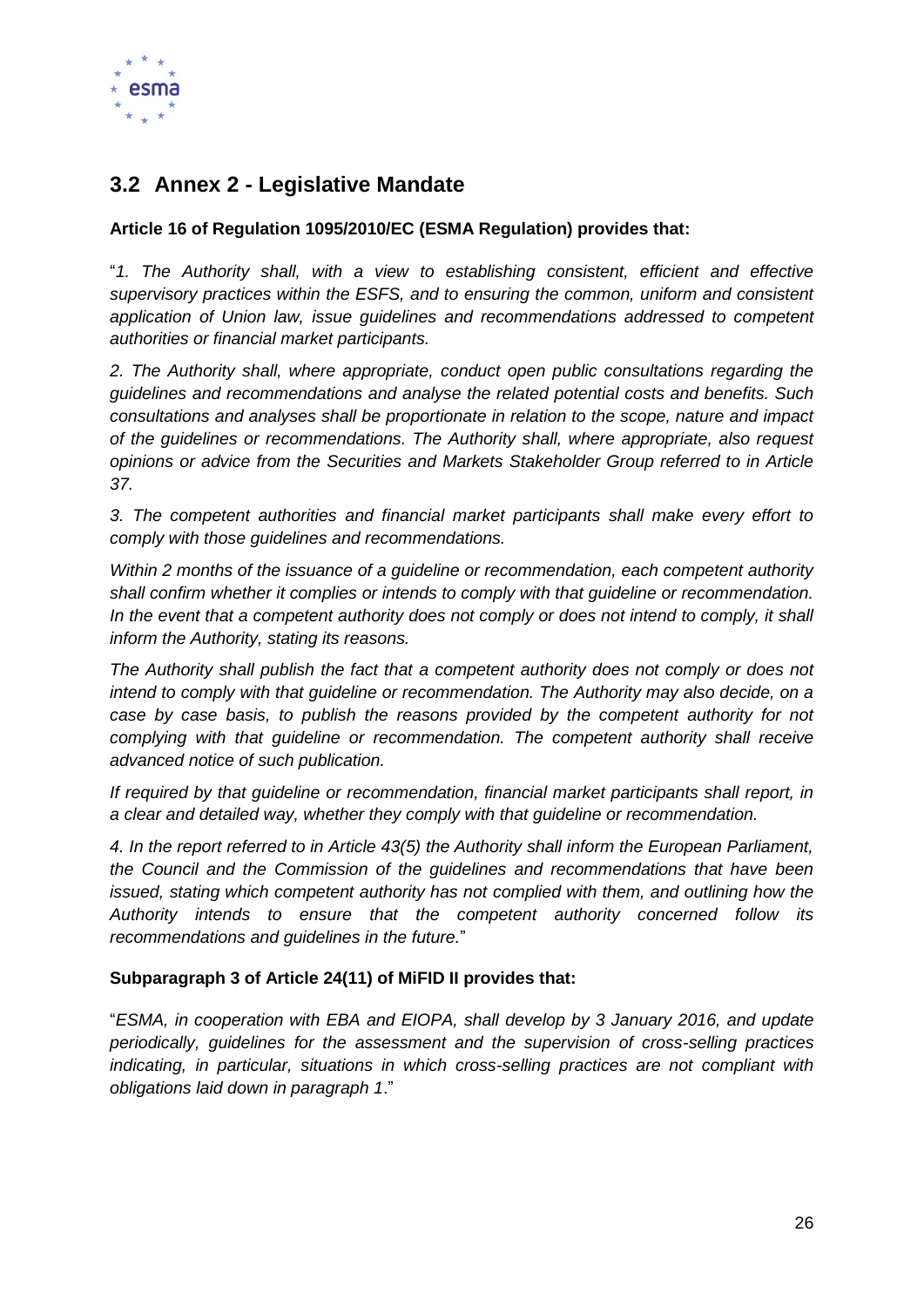## 3.2 Annex 2 - Legislative Mandate

**Article 16 of Regulation 1095/2010/EC (ESMA Regulation) provides that:**

"*1. The Authority shall, with a view to establishing consistent, efficient and effective supervisory practices within the ESFS, and to ensuring the common, uniform and consistent application of Union law, issue guidelines and recommendations addressed to competent authorities or financial market participants.*

*2. The Authority shall, where appropriate, conduct open public consultations regarding the guidelines and recommendations and analyse the related potential costs and benefits. Such consultations and analyses shall be proportionate in relation to the scope, nature and impact of the guidelines or recommendations. The Authority shall, where appropriate, also request opinions or advice from the Securities and Markets Stakeholder Group referred to in Article 37.*

*3. The competent authorities and financial market participants shall make every effort to comply with those guidelines and recommendations.*

*Within 2 months of the issuance of a guideline or recommendation, each competent authority shall confirm whether it complies or intends to comply with that guideline or recommendation. In the event that a competent authority does not comply or does not intend to comply, it shall inform the Authority, stating its reasons.*

*The Authority shall publish the fact that a competent authority does not comply or does not intend to comply with that guideline or recommendation. The Authority may also decide, on a case by case basis, to publish the reasons provided by the competent authority for not complying with that guideline or recommendation. The competent authority shall receive advanced notice of such publication.*

*If required by that guideline or recommendation, financial market participants shall report, in a clear and detailed way, whether they comply with that guideline or recommendation.*

*4. In the report referred to in Article 43(5) the Authority shall inform the European Parliament, the Council and the Commission of the guidelines and recommendations that have been issued, stating which competent authority has not complied with them, and outlining how the Authority intends to ensure that the competent authority concerned follow its recommendations and guidelines in the future.*"

**Subparagraph 3 of Article 24(11) of MiFID II provides that:**

"*ESMA, in cooperation with EBA and EIOPA, shall develop by 3 January 2016, and update periodically, guidelines for the assessment and the supervision of cross-selling practices indicating, in particular, situations in which cross-selling practices are not compliant with obligations laid down in paragraph 1*."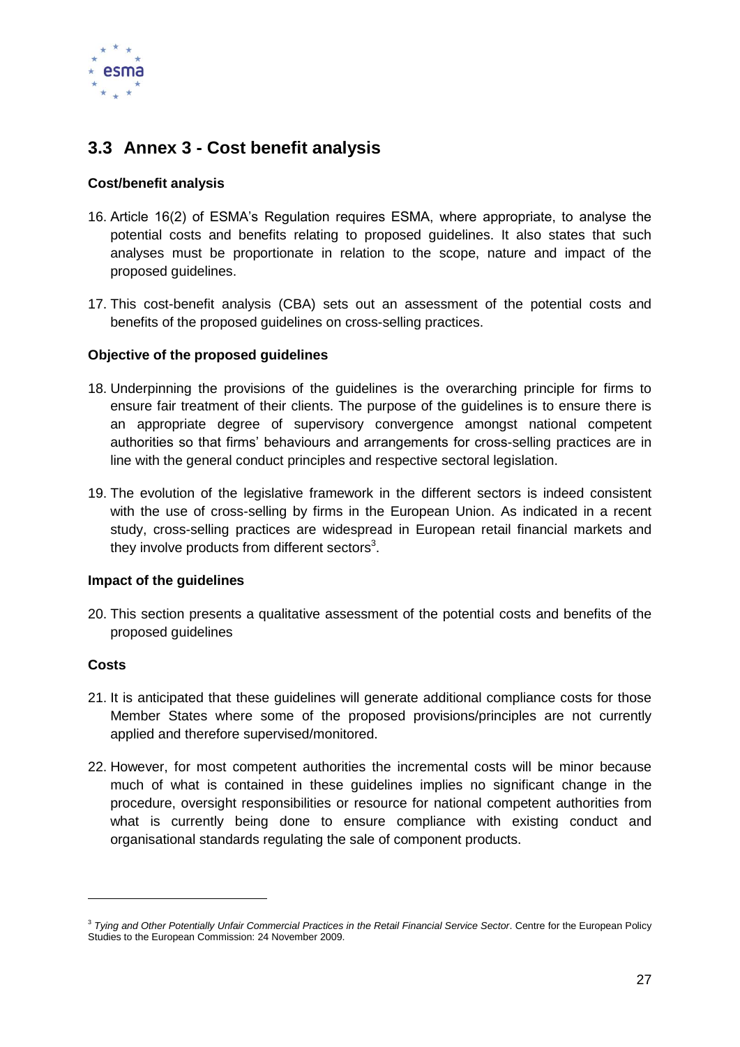## 3.3 Annex 3 - Cost benefit analysis

**Cost/benefit analysis**

16. Article 16(2) of ESMA's Regulation requires ESMA, where appropriate, to analyse the potential costs and benefits relating to proposed guidelines. It also states that such analyses must be proportionate in relation to the scope, nature and impact of the proposed guidelines.

17. This cost-benefit analysis (CBA) sets out an assessment of the potential costs and benefits of the proposed guidelines on cross-selling practices.

**Objective of the proposed guidelines**

18. Underpinning the provisions of the guidelines is the overarching principle for firms to ensure fair treatment of their clients. The purpose of the guidelines is to ensure there is an appropriate degree of supervisory convergence amongst national competent authorities so that firms' behaviours and arrangements for cross-selling practices are in line with the general conduct principles and respective sectoral legislation.

19. The evolution of the legislative framework in the different sectors is indeed consistent with the use of cross-selling by firms in the European Union. As indicated in a recent study, cross-selling practices are widespread in European retail financial markets and they involve products from different sectors[3].

**Impact of the guidelines**

20. This section presents a qualitative assessment of the potential costs and benefits of the proposed guidelines

**Costs**

21. It is anticipated that these guidelines will generate additional compliance costs for those Member States where some of the proposed provisions/principles are not currently applied and therefore supervised/monitored.

22. However, for most competent authorities the incremental costs will be minor because much of what is contained in these guidelines implies no significant change in the procedure, oversight responsibilities or resource for national competent authorities from what is currently being done to ensure compliance with existing conduct and organisational standards regulating the sale of component products.

---

[3] *Tying and Other Potentially Unfair Commercial Practices in the Retail Financial Service Sector*. Centre for the European Policy Studies to the European Commission: 24 November 2009.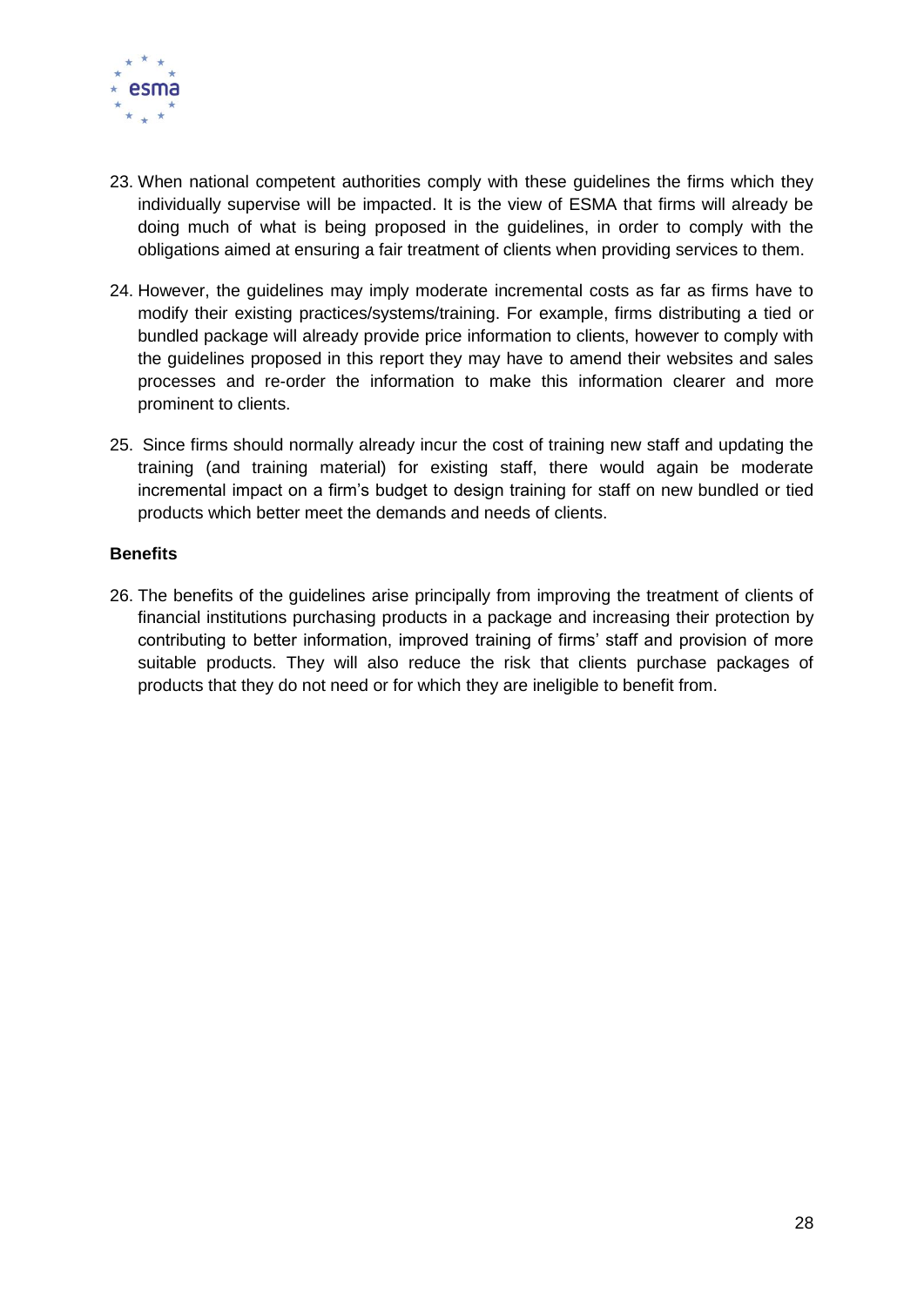23. When national competent authorities comply with these guidelines the firms which they individually supervise will be impacted. It is the view of ESMA that firms will already be doing much of what is being proposed in the guidelines, in order to comply with the obligations aimed at ensuring a fair treatment of clients when providing services to them.

24. However, the guidelines may imply moderate incremental costs as far as firms have to modify their existing practices/systems/training. For example, firms distributing a tied or bundled package will already provide price information to clients, however to comply with the guidelines proposed in this report they may have to amend their websites and sales processes and re-order the information to make this information clearer and more prominent to clients.

25. Since firms should normally already incur the cost of training new staff and updating the training (and training material) for existing staff, there would again be moderate incremental impact on a firm's budget to design training for staff on new bundled or tied products which better meet the demands and needs of clients.

**Benefits**

26. The benefits of the guidelines arise principally from improving the treatment of clients of financial institutions purchasing products in a package and increasing their protection by contributing to better information, improved training of firms' staff and provision of more suitable products. They will also reduce the risk that clients purchase packages of products that they do not need or for which they are ineligible to benefit from.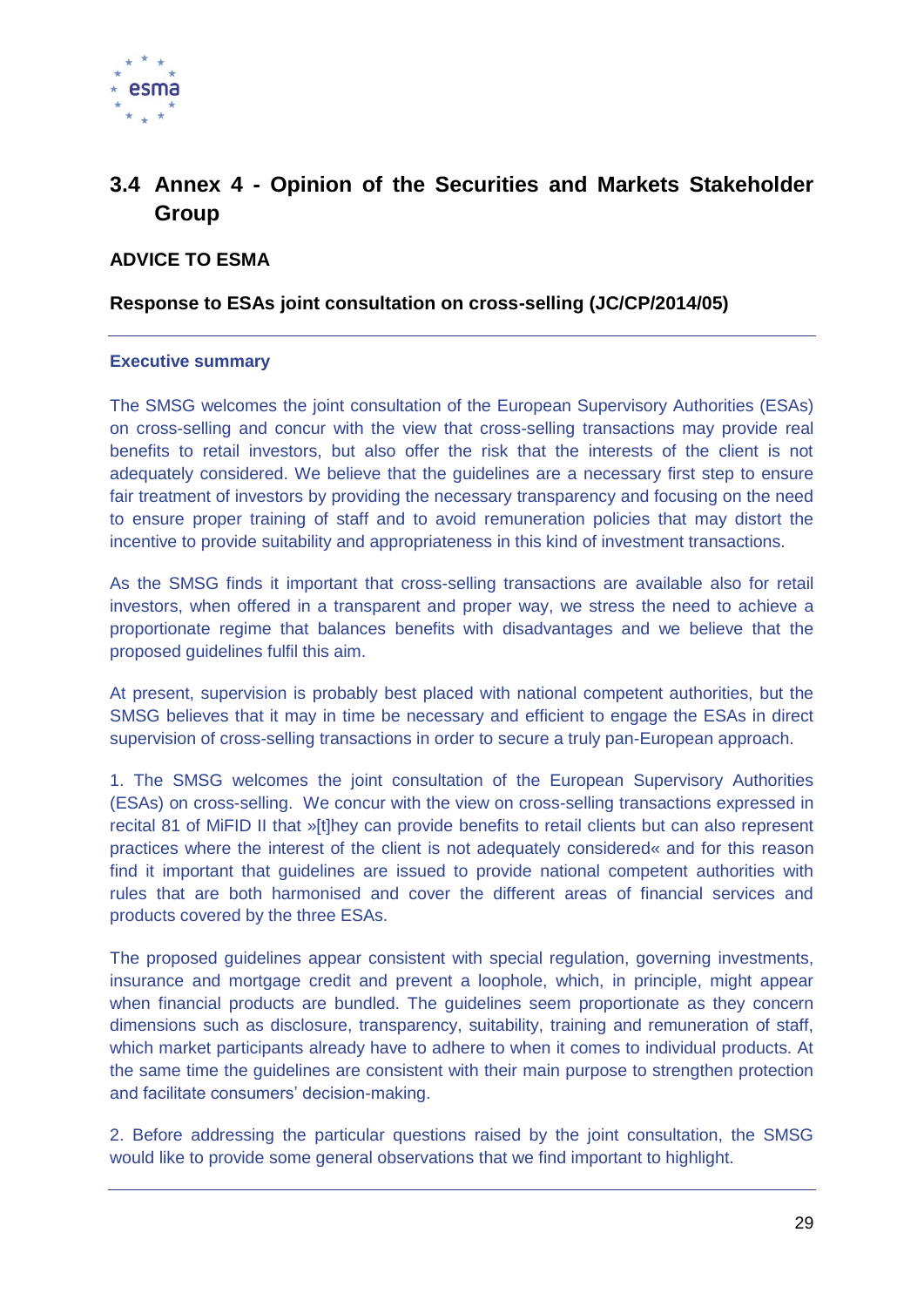## 3.4 Annex 4 - Opinion of the Securities and Markets Stakeholder Group

**ADVICE TO ESMA**

**Response to ESAs joint consultation on cross-selling (JC/CP/2014/05)**

---

**Executive summary**

The SMSG welcomes the joint consultation of the European Supervisory Authorities (ESAs) on cross-selling and concur with the view that cross-selling transactions may provide real benefits to retail investors, but also offer the risk that the interests of the client is not adequately considered. We believe that the guidelines are a necessary first step to ensure fair treatment of investors by providing the necessary transparency and focusing on the need to ensure proper training of staff and to avoid remuneration policies that may distort the incentive to provide suitability and appropriateness in this kind of investment transactions.

As the SMSG finds it important that cross-selling transactions are available also for retail investors, when offered in a transparent and proper way, we stress the need to achieve a proportionate regime that balances benefits with disadvantages and we believe that the proposed guidelines fulfil this aim.

At present, supervision is probably best placed with national competent authorities, but the SMSG believes that it may in time be necessary and efficient to engage the ESAs in direct supervision of cross-selling transactions in order to secure a truly pan-European approach.

1. The SMSG welcomes the joint consultation of the European Supervisory Authorities (ESAs) on cross-selling. We concur with the view on cross-selling transactions expressed in recital 81 of MiFID II that »[t]hey can provide benefits to retail clients but can also represent practices where the interest of the client is not adequately considered« and for this reason find it important that guidelines are issued to provide national competent authorities with rules that are both harmonised and cover the different areas of financial services and products covered by the three ESAs.

The proposed guidelines appear consistent with special regulation, governing investments, insurance and mortgage credit and prevent a loophole, which, in principle, might appear when financial products are bundled. The guidelines seem proportionate as they concern dimensions such as disclosure, transparency, suitability, training and remuneration of staff, which market participants already have to adhere to when it comes to individual products. At the same time the guidelines are consistent with their main purpose to strengthen protection and facilitate consumers' decision-making.

2. Before addressing the particular questions raised by the joint consultation, the SMSG would like to provide some general observations that we find important to highlight.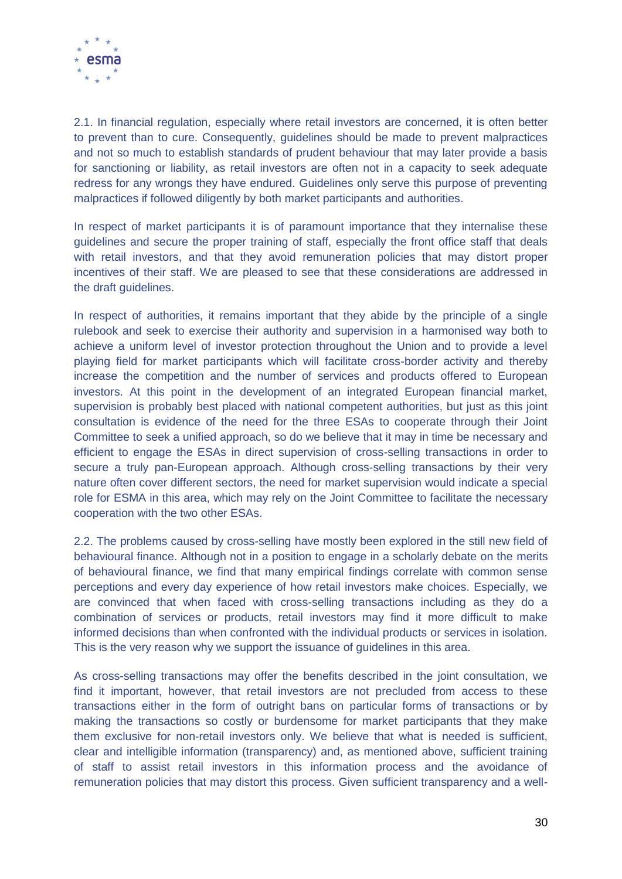2.1. In financial regulation, especially where retail investors are concerned, it is often better to prevent than to cure. Consequently, guidelines should be made to prevent malpractices and not so much to establish standards of prudent behaviour that may later provide a basis for sanctioning or liability, as retail investors are often not in a capacity to seek adequate redress for any wrongs they have endured. Guidelines only serve this purpose of preventing malpractices if followed diligently by both market participants and authorities.

In respect of market participants it is of paramount importance that they internalise these guidelines and secure the proper training of staff, especially the front office staff that deals with retail investors, and that they avoid remuneration policies that may distort proper incentives of their staff. We are pleased to see that these considerations are addressed in the draft guidelines.

In respect of authorities, it remains important that they abide by the principle of a single rulebook and seek to exercise their authority and supervision in a harmonised way both to achieve a uniform level of investor protection throughout the Union and to provide a level playing field for market participants which will facilitate cross-border activity and thereby increase the competition and the number of services and products offered to European investors. At this point in the development of an integrated European financial market, supervision is probably best placed with national competent authorities, but just as this joint consultation is evidence of the need for the three ESAs to cooperate through their Joint Committee to seek a unified approach, so do we believe that it may in time be necessary and efficient to engage the ESAs in direct supervision of cross-selling transactions in order to secure a truly pan-European approach. Although cross-selling transactions by their very nature often cover different sectors, the need for market supervision would indicate a special role for ESMA in this area, which may rely on the Joint Committee to facilitate the necessary cooperation with the two other ESAs.

2.2. The problems caused by cross-selling have mostly been explored in the still new field of behavioural finance. Although not in a position to engage in a scholarly debate on the merits of behavioural finance, we find that many empirical findings correlate with common sense perceptions and every day experience of how retail investors make choices. Especially, we are convinced that when faced with cross-selling transactions including as they do a combination of services or products, retail investors may find it more difficult to make informed decisions than when confronted with the individual products or services in isolation. This is the very reason why we support the issuance of guidelines in this area.

As cross-selling transactions may offer the benefits described in the joint consultation, we find it important, however, that retail investors are not precluded from access to these transactions either in the form of outright bans on particular forms of transactions or by making the transactions so costly or burdensome for market participants that they make them exclusive for non-retail investors only. We believe that what is needed is sufficient, clear and intelligible information (transparency) and, as mentioned above, sufficient training of staff to assist retail investors in this information process and the avoidance of remuneration policies that may distort this process. Given sufficient transparency and a well-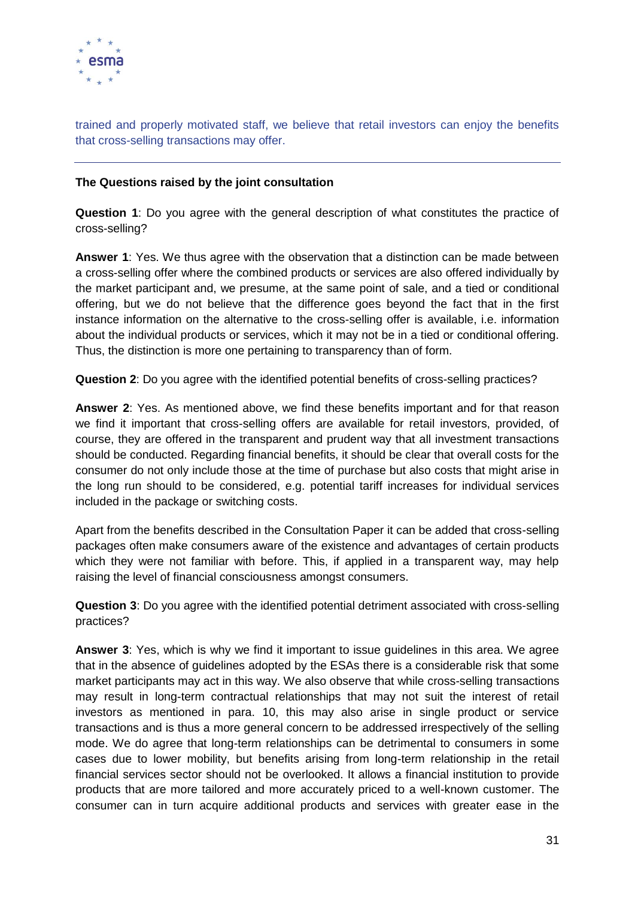trained and properly motivated staff, we believe that retail investors can enjoy the benefits that cross-selling transactions may offer.

---

**The Questions raised by the joint consultation**

**Question 1**: Do you agree with the general description of what constitutes the practice of cross-selling?

**Answer 1**: Yes. We thus agree with the observation that a distinction can be made between a cross-selling offer where the combined products or services are also offered individually by the market participant and, we presume, at the same point of sale, and a tied or conditional offering, but we do not believe that the difference goes beyond the fact that in the first instance information on the alternative to the cross-selling offer is available, i.e. information about the individual products or services, which it may not be in a tied or conditional offering. Thus, the distinction is more one pertaining to transparency than of form.

**Question 2**: Do you agree with the identified potential benefits of cross-selling practices?

**Answer 2**: Yes. As mentioned above, we find these benefits important and for that reason we find it important that cross-selling offers are available for retail investors, provided, of course, they are offered in the transparent and prudent way that all investment transactions should be conducted. Regarding financial benefits, it should be clear that overall costs for the consumer do not only include those at the time of purchase but also costs that might arise in the long run should to be considered, e.g. potential tariff increases for individual services included in the package or switching costs.

Apart from the benefits described in the Consultation Paper it can be added that cross-selling packages often make consumers aware of the existence and advantages of certain products which they were not familiar with before. This, if applied in a transparent way, may help raising the level of financial consciousness amongst consumers.

**Question 3**: Do you agree with the identified potential detriment associated with cross-selling practices?

**Answer 3**: Yes, which is why we find it important to issue guidelines in this area. We agree that in the absence of guidelines adopted by the ESAs there is a considerable risk that some market participants may act in this way. We also observe that while cross-selling transactions may result in long-term contractual relationships that may not suit the interest of retail investors as mentioned in para. 10, this may also arise in single product or service transactions and is thus a more general concern to be addressed irrespectively of the selling mode. We do agree that long-term relationships can be detrimental to consumers in some cases due to lower mobility, but benefits arising from long-term relationship in the retail financial services sector should not be overlooked. It allows a financial institution to provide products that are more tailored and more accurately priced to a well-known customer. The consumer can in turn acquire additional products and services with greater ease in the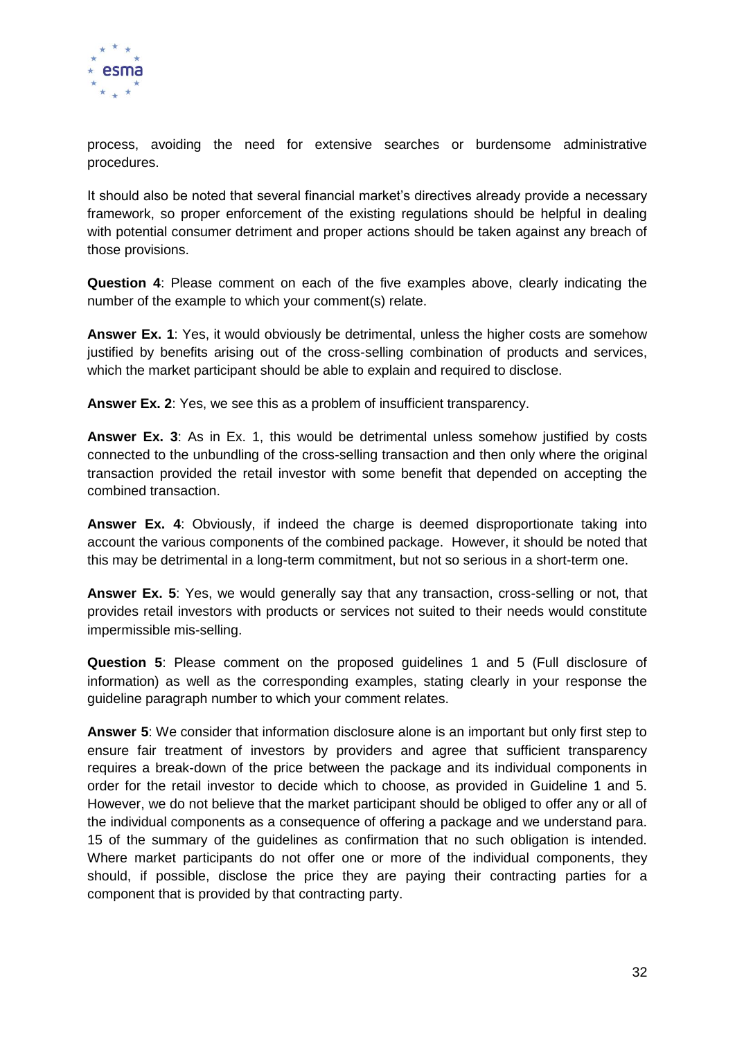process, avoiding the need for extensive searches or burdensome administrative procedures.

It should also be noted that several financial market's directives already provide a necessary framework, so proper enforcement of the existing regulations should be helpful in dealing with potential consumer detriment and proper actions should be taken against any breach of those provisions.

**Question 4**: Please comment on each of the five examples above, clearly indicating the number of the example to which your comment(s) relate.

**Answer Ex. 1**: Yes, it would obviously be detrimental, unless the higher costs are somehow justified by benefits arising out of the cross-selling combination of products and services, which the market participant should be able to explain and required to disclose.

**Answer Ex. 2**: Yes, we see this as a problem of insufficient transparency.

**Answer Ex. 3**: As in Ex. 1, this would be detrimental unless somehow justified by costs connected to the unbundling of the cross-selling transaction and then only where the original transaction provided the retail investor with some benefit that depended on accepting the combined transaction.

**Answer Ex. 4**: Obviously, if indeed the charge is deemed disproportionate taking into account the various components of the combined package. However, it should be noted that this may be detrimental in a long-term commitment, but not so serious in a short-term one.

**Answer Ex. 5**: Yes, we would generally say that any transaction, cross-selling or not, that provides retail investors with products or services not suited to their needs would constitute impermissible mis-selling.

**Question 5**: Please comment on the proposed guidelines 1 and 5 (Full disclosure of information) as well as the corresponding examples, stating clearly in your response the guideline paragraph number to which your comment relates.

**Answer 5**: We consider that information disclosure alone is an important but only first step to ensure fair treatment of investors by providers and agree that sufficient transparency requires a break-down of the price between the package and its individual components in order for the retail investor to decide which to choose, as provided in Guideline 1 and 5. However, we do not believe that the market participant should be obliged to offer any or all of the individual components as a consequence of offering a package and we understand para. 15 of the summary of the guidelines as confirmation that no such obligation is intended. Where market participants do not offer one or more of the individual components, they should, if possible, disclose the price they are paying their contracting parties for a component that is provided by that contracting party.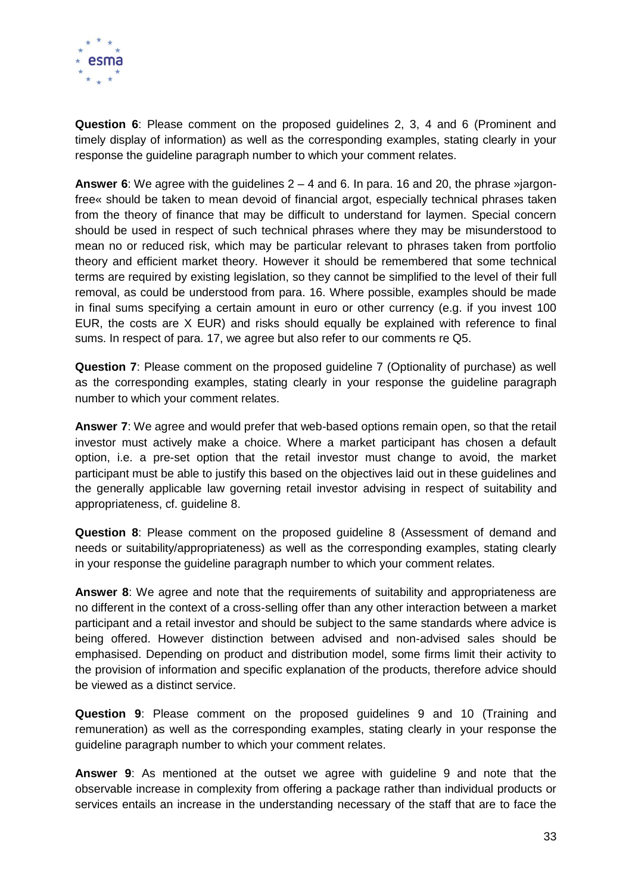**Question 6**: Please comment on the proposed guidelines 2, 3, 4 and 6 (Prominent and timely display of information) as well as the corresponding examples, stating clearly in your response the guideline paragraph number to which your comment relates.

**Answer 6**: We agree with the guidelines 2 – 4 and 6. In para. 16 and 20, the phrase »jargon-free« should be taken to mean devoid of financial argot, especially technical phrases taken from the theory of finance that may be difficult to understand for laymen. Special concern should be used in respect of such technical phrases where they may be misunderstood to mean no or reduced risk, which may be particular relevant to phrases taken from portfolio theory and efficient market theory. However it should be remembered that some technical terms are required by existing legislation, so they cannot be simplified to the level of their full removal, as could be understood from para. 16. Where possible, examples should be made in final sums specifying a certain amount in euro or other currency (e.g. if you invest 100 EUR, the costs are X EUR) and risks should equally be explained with reference to final sums. In respect of para. 17, we agree but also refer to our comments re Q5.

**Question 7**: Please comment on the proposed guideline 7 (Optionality of purchase) as well as the corresponding examples, stating clearly in your response the guideline paragraph number to which your comment relates.

**Answer 7**: We agree and would prefer that web-based options remain open, so that the retail investor must actively make a choice. Where a market participant has chosen a default option, i.e. a pre-set option that the retail investor must change to avoid, the market participant must be able to justify this based on the objectives laid out in these guidelines and the generally applicable law governing retail investor advising in respect of suitability and appropriateness, cf. guideline 8.

**Question 8**: Please comment on the proposed guideline 8 (Assessment of demand and needs or suitability/appropriateness) as well as the corresponding examples, stating clearly in your response the guideline paragraph number to which your comment relates.

**Answer 8**: We agree and note that the requirements of suitability and appropriateness are no different in the context of a cross-selling offer than any other interaction between a market participant and a retail investor and should be subject to the same standards where advice is being offered. However distinction between advised and non-advised sales should be emphasised. Depending on product and distribution model, some firms limit their activity to the provision of information and specific explanation of the products, therefore advice should be viewed as a distinct service.

**Question 9**: Please comment on the proposed guidelines 9 and 10 (Training and remuneration) as well as the corresponding examples, stating clearly in your response the guideline paragraph number to which your comment relates.

**Answer 9**: As mentioned at the outset we agree with guideline 9 and note that the observable increase in complexity from offering a package rather than individual products or services entails an increase in the understanding necessary of the staff that are to face the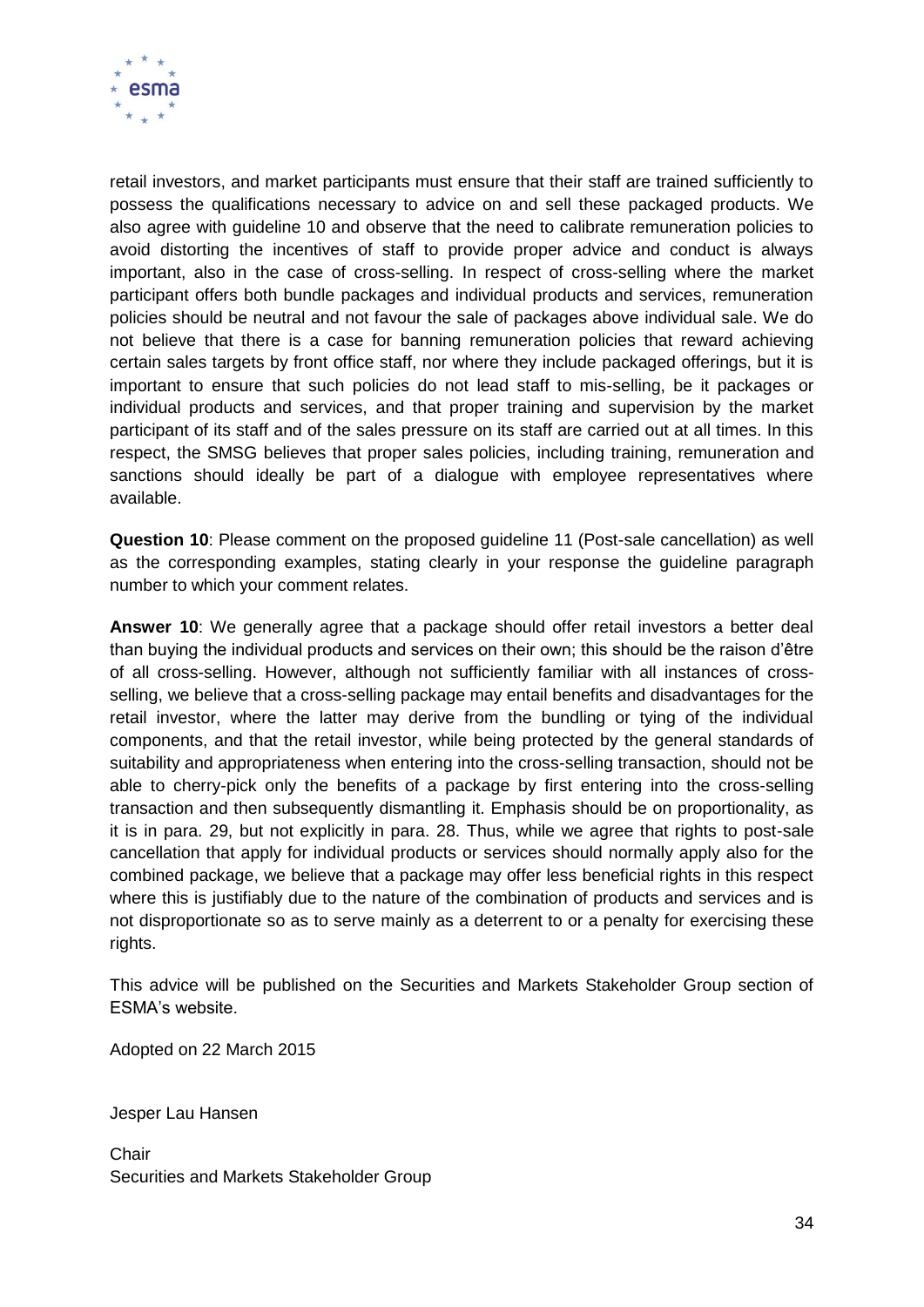retail investors, and market participants must ensure that their staff are trained sufficiently to possess the qualifications necessary to advice on and sell these packaged products. We also agree with guideline 10 and observe that the need to calibrate remuneration policies to avoid distorting the incentives of staff to provide proper advice and conduct is always important, also in the case of cross-selling. In respect of cross-selling where the market participant offers both bundle packages and individual products and services, remuneration policies should be neutral and not favour the sale of packages above individual sale. We do not believe that there is a case for banning remuneration policies that reward achieving certain sales targets by front office staff, nor where they include packaged offerings, but it is important to ensure that such policies do not lead staff to mis-selling, be it packages or individual products and services, and that proper training and supervision by the market participant of its staff and of the sales pressure on its staff are carried out at all times. In this respect, the SMSG believes that proper sales policies, including training, remuneration and sanctions should ideally be part of a dialogue with employee representatives where available.

**Question 10**: Please comment on the proposed guideline 11 (Post-sale cancellation) as well as the corresponding examples, stating clearly in your response the guideline paragraph number to which your comment relates.

**Answer 10**: We generally agree that a package should offer retail investors a better deal than buying the individual products and services on their own; this should be the raison d'être of all cross-selling. However, although not sufficiently familiar with all instances of cross-selling, we believe that a cross-selling package may entail benefits and disadvantages for the retail investor, where the latter may derive from the bundling or tying of the individual components, and that the retail investor, while being protected by the general standards of suitability and appropriateness when entering into the cross-selling transaction, should not be able to cherry-pick only the benefits of a package by first entering into the cross-selling transaction and then subsequently dismantling it. Emphasis should be on proportionality, as it is in para. 29, but not explicitly in para. 28. Thus, while we agree that rights to post-sale cancellation that apply for individual products or services should normally apply also for the combined package, we believe that a package may offer less beneficial rights in this respect where this is justifiably due to the nature of the combination of products and services and is not disproportionate so as to serve mainly as a deterrent to or a penalty for exercising these rights.

This advice will be published on the Securities and Markets Stakeholder Group section of ESMA's website.

Adopted on 22 March 2015

Jesper Lau Hansen

Chair
Securities and Markets Stakeholder Group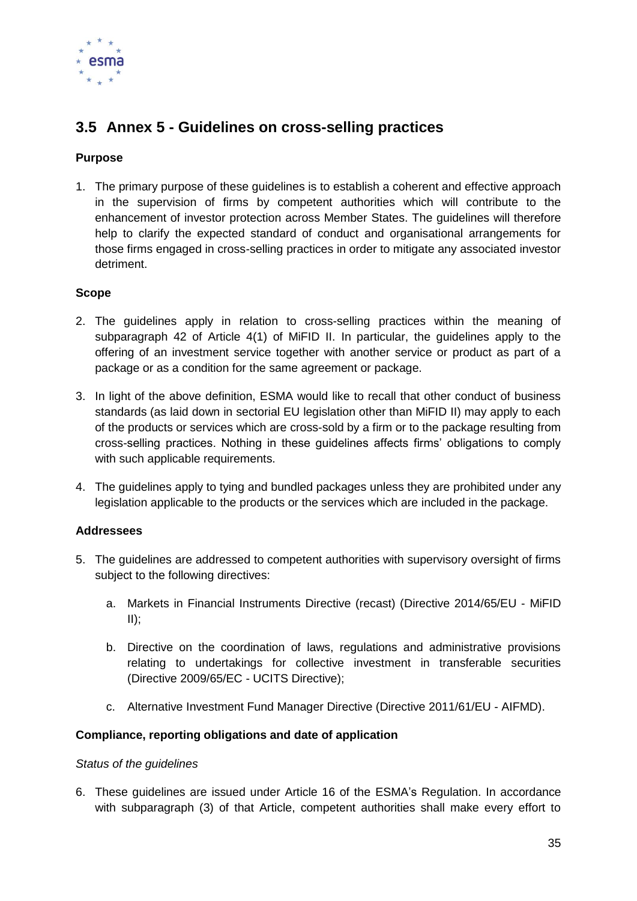## 3.5 Annex 5 - Guidelines on cross-selling practices

### Purpose

1. The primary purpose of these guidelines is to establish a coherent and effective approach in the supervision of firms by competent authorities which will contribute to the enhancement of investor protection across Member States. The guidelines will therefore help to clarify the expected standard of conduct and organisational arrangements for those firms engaged in cross-selling practices in order to mitigate any associated investor detriment.

### Scope

2. The guidelines apply in relation to cross-selling practices within the meaning of subparagraph 42 of Article 4(1) of MiFID II. In particular, the guidelines apply to the offering of an investment service together with another service or product as part of a package or as a condition for the same agreement or package.

3. In light of the above definition, ESMA would like to recall that other conduct of business standards (as laid down in sectorial EU legislation other than MiFID II) may apply to each of the products or services which are cross-sold by a firm or to the package resulting from cross-selling practices. Nothing in these guidelines affects firms' obligations to comply with such applicable requirements.

4. The guidelines apply to tying and bundled packages unless they are prohibited under any legislation applicable to the products or the services which are included in the package.

### Addressees

5. The guidelines are addressed to competent authorities with supervisory oversight of firms subject to the following directives:

   a. Markets in Financial Instruments Directive (recast) (Directive 2014/65/EU - MiFID II);

   b. Directive on the coordination of laws, regulations and administrative provisions relating to undertakings for collective investment in transferable securities (Directive 2009/65/EC - UCITS Directive);

   c. Alternative Investment Fund Manager Directive (Directive 2011/61/EU - AIFMD).

### Compliance, reporting obligations and date of application

*Status of the guidelines*

6. These guidelines are issued under Article 16 of the ESMA's Regulation. In accordance with subparagraph (3) of that Article, competent authorities shall make every effort to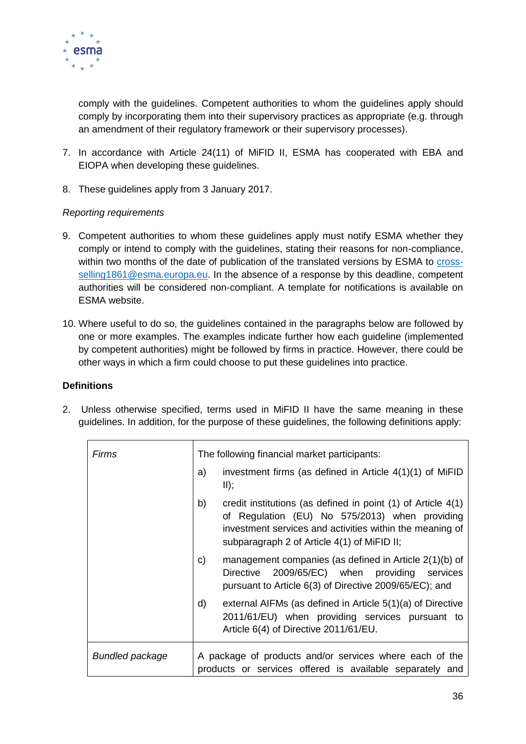comply with the guidelines. Competent authorities to whom the guidelines apply should comply by incorporating them into their supervisory practices as appropriate (e.g. through an amendment of their regulatory framework or their supervisory processes).

7. In accordance with Article 24(11) of MiFID II, ESMA has cooperated with EBA and EIOPA when developing these guidelines.

8. These guidelines apply from 3 January 2017.

*Reporting requirements*

9. Competent authorities to whom these guidelines apply must notify ESMA whether they comply or intend to comply with the guidelines, stating their reasons for non-compliance, within two months of the date of publication of the translated versions by ESMA to cross-selling1861@esma.europa.eu. In the absence of a response by this deadline, competent authorities will be considered non-compliant. A template for notifications is available on ESMA website.

10. Where useful to do so, the guidelines contained in the paragraphs below are followed by one or more examples. The examples indicate further how each guideline (implemented by competent authorities) might be followed by firms in practice. However, there could be other ways in which a firm could choose to put these guidelines into practice.

**Definitions**

2. Unless otherwise specified, terms used in MiFID II have the same meaning in these guidelines. In addition, for the purpose of these guidelines, the following definitions apply:

| | |
|---|---|
| *Firms* | The following financial market participants:<br>a) investment firms (as defined in Article 4(1)(1) of MiFID II);<br>b) credit institutions (as defined in point (1) of Article 4(1) of Regulation (EU) No 575/2013) when providing investment services and activities within the meaning of subparagraph 2 of Article 4(1) of MiFID II;<br>c) management companies (as defined in Article 2(1)(b) of Directive 2009/65/EC) when providing services pursuant to Article 6(3) of Directive 2009/65/EC); and<br>d) external AIFMs (as defined in Article 5(1)(a) of Directive 2011/61/EU) when providing services pursuant to Article 6(4) of Directive 2011/61/EU. |
| *Bundled package* | A package of products and/or services where each of the products or services offered is available separately and |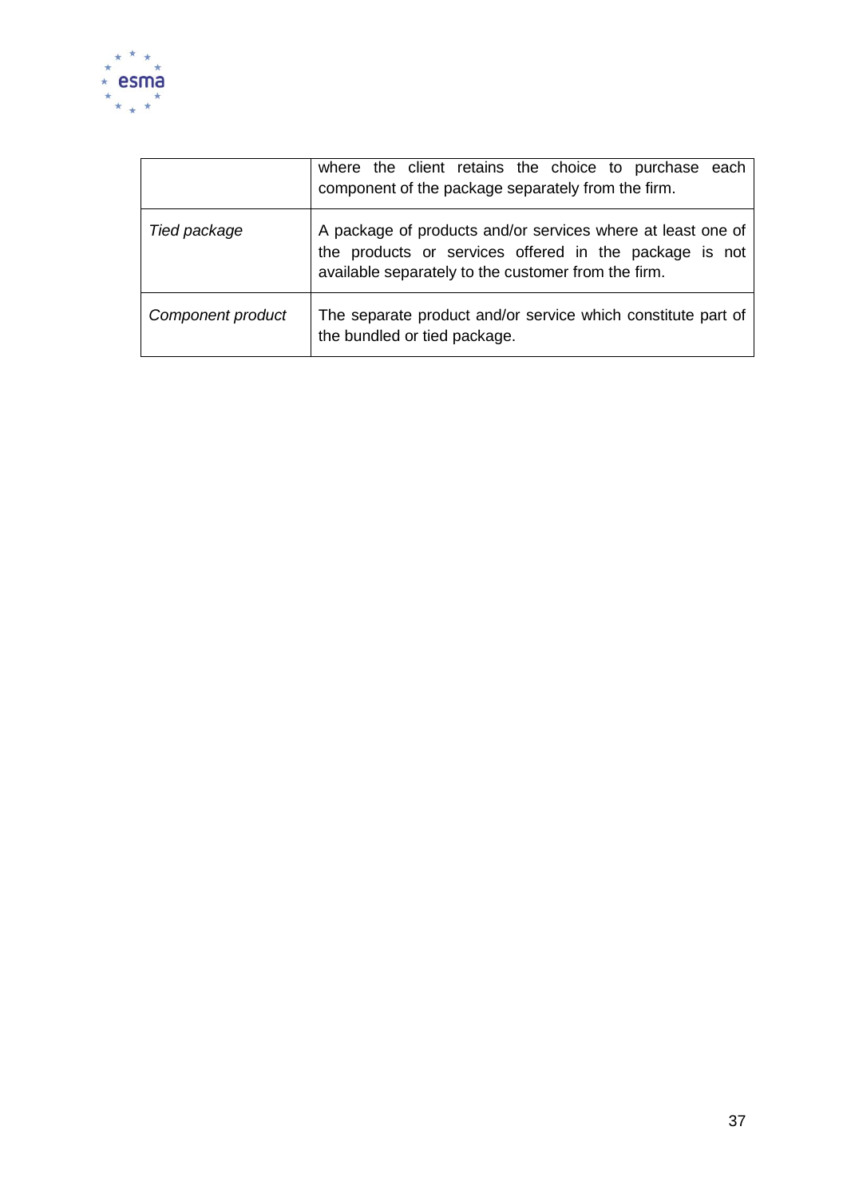| | |
|---|---|
| | where the client retains the choice to purchase each component of the package separately from the firm. |
| *Tied package* | A package of products and/or services where at least one of the products or services offered in the package is not available separately to the customer from the firm. |
| *Component product* | The separate product and/or service which constitute part of the bundled or tied package. |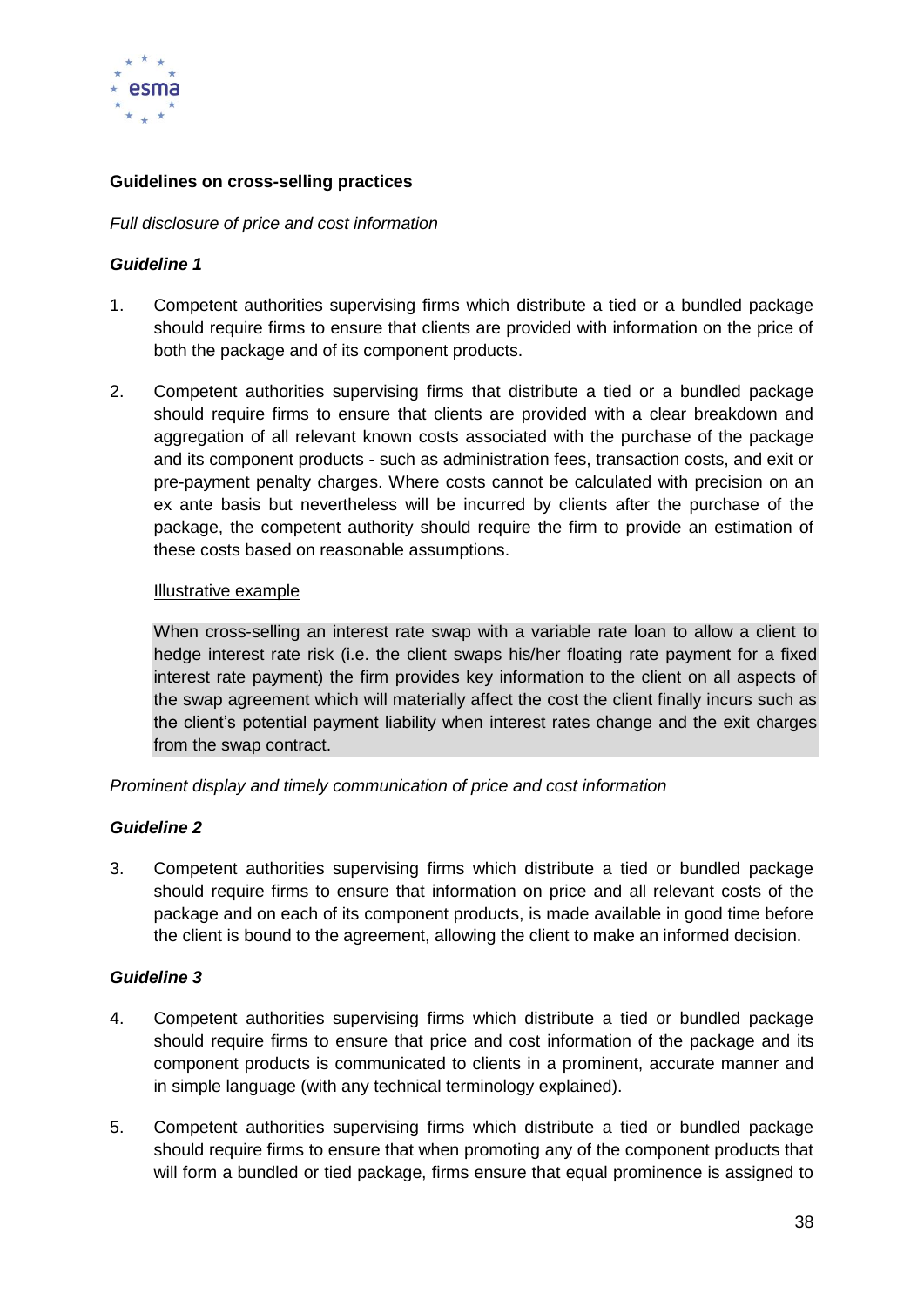**Guidelines on cross-selling practices**

*Full disclosure of price and cost information*

***Guideline 1***

1. Competent authorities supervising firms which distribute a tied or a bundled package should require firms to ensure that clients are provided with information on the price of both the package and of its component products.

2. Competent authorities supervising firms that distribute a tied or a bundled package should require firms to ensure that clients are provided with a clear breakdown and aggregation of all relevant known costs associated with the purchase of the package and its component products - such as administration fees, transaction costs, and exit or pre-payment penalty charges. Where costs cannot be calculated with precision on an ex ante basis but nevertheless will be incurred by clients after the purchase of the package, the competent authority should require the firm to provide an estimation of these costs based on reasonable assumptions.

   <u>Illustrative example</u>

   When cross-selling an interest rate swap with a variable rate loan to allow a client to hedge interest rate risk (i.e. the client swaps his/her floating rate payment for a fixed interest rate payment) the firm provides key information to the client on all aspects of the swap agreement which will materially affect the cost the client finally incurs such as the client's potential payment liability when interest rates change and the exit charges from the swap contract.

*Prominent display and timely communication of price and cost information*

***Guideline 2***

3. Competent authorities supervising firms which distribute a tied or bundled package should require firms to ensure that information on price and all relevant costs of the package and on each of its component products, is made available in good time before the client is bound to the agreement, allowing the client to make an informed decision.

***Guideline 3***

4. Competent authorities supervising firms which distribute a tied or bundled package should require firms to ensure that price and cost information of the package and its component products is communicated to clients in a prominent, accurate manner and in simple language (with any technical terminology explained).

5. Competent authorities supervising firms which distribute a tied or bundled package should require firms to ensure that when promoting any of the component products that will form a bundled or tied package, firms ensure that equal prominence is assigned to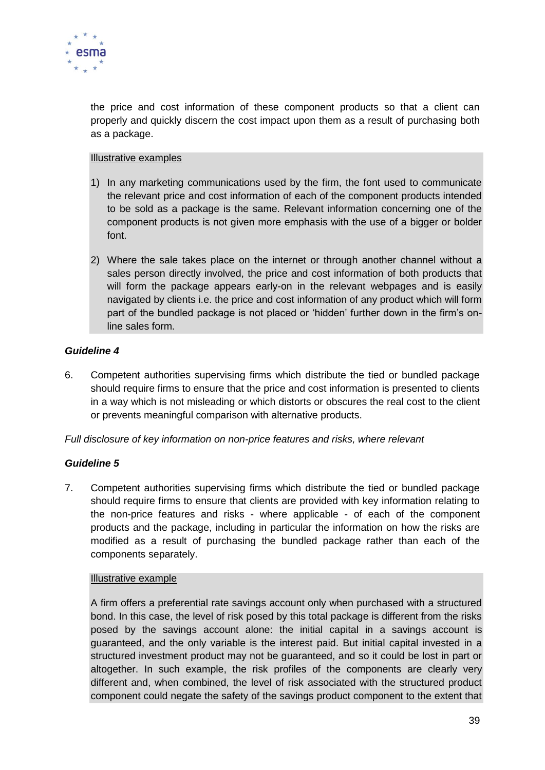the price and cost information of these component products so that a client can properly and quickly discern the cost impact upon them as a result of purchasing both as a package.

<u>Illustrative examples</u>

1) In any marketing communications used by the firm, the font used to communicate the relevant price and cost information of each of the component products intended to be sold as a package is the same. Relevant information concerning one of the component products is not given more emphasis with the use of a bigger or bolder font.

2) Where the sale takes place on the internet or through another channel without a sales person directly involved, the price and cost information of both products that will form the package appears early-on in the relevant webpages and is easily navigated by clients i.e. the price and cost information of any product which will form part of the bundled package is not placed or 'hidden' further down in the firm's on-line sales form.

***Guideline 4***

6. Competent authorities supervising firms which distribute the tied or bundled package should require firms to ensure that the price and cost information is presented to clients in a way which is not misleading or which distorts or obscures the real cost to the client or prevents meaningful comparison with alternative products.

*Full disclosure of key information on non-price features and risks, where relevant*

***Guideline 5***

7. Competent authorities supervising firms which distribute the tied or bundled package should require firms to ensure that clients are provided with key information relating to the non-price features and risks - where applicable - of each of the component products and the package, including in particular the information on how the risks are modified as a result of purchasing the bundled package rather than each of the components separately.

<u>Illustrative example</u>

A firm offers a preferential rate savings account only when purchased with a structured bond. In this case, the level of risk posed by this total package is different from the risks posed by the savings account alone: the initial capital in a savings account is guaranteed, and the only variable is the interest paid. But initial capital invested in a structured investment product may not be guaranteed, and so it could be lost in part or altogether. In such example, the risk profiles of the components are clearly very different and, when combined, the level of risk associated with the structured product component could negate the safety of the savings product component to the extent that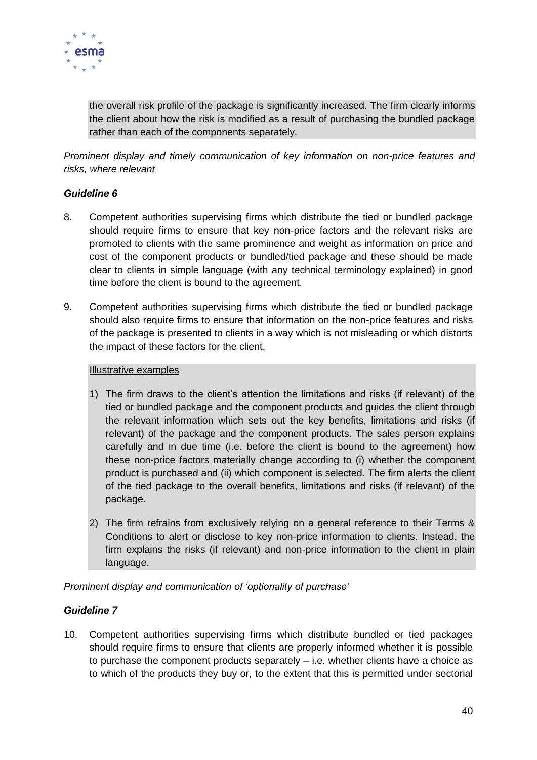the overall risk profile of the package is significantly increased. The firm clearly informs the client about how the risk is modified as a result of purchasing the bundled package rather than each of the components separately.

*Prominent display and timely communication of key information on non-price features and risks, where relevant*

***Guideline 6***

8. Competent authorities supervising firms which distribute the tied or bundled package should require firms to ensure that key non-price factors and the relevant risks are promoted to clients with the same prominence and weight as information on price and cost of the component products or bundled/tied package and these should be made clear to clients in simple language (with any technical terminology explained) in good time before the client is bound to the agreement.

9. Competent authorities supervising firms which distribute the tied or bundled package should also require firms to ensure that information on the non-price features and risks of the package is presented to clients in a way which is not misleading or which distorts the impact of these factors for the client.

<u>Illustrative examples</u>

1) The firm draws to the client's attention the limitations and risks (if relevant) of the tied or bundled package and the component products and guides the client through the relevant information which sets out the key benefits, limitations and risks (if relevant) of the package and the component products. The sales person explains carefully and in due time (i.e. before the client is bound to the agreement) how these non-price factors materially change according to (i) whether the component product is purchased and (ii) which component is selected. The firm alerts the client of the tied package to the overall benefits, limitations and risks (if relevant) of the package.

2) The firm refrains from exclusively relying on a general reference to their Terms & Conditions to alert or disclose to key non-price information to clients. Instead, the firm explains the risks (if relevant) and non-price information to the client in plain language.

*Prominent display and communication of 'optionality of purchase'*

***Guideline 7***

10. Competent authorities supervising firms which distribute bundled or tied packages should require firms to ensure that clients are properly informed whether it is possible to purchase the component products separately – i.e. whether clients have a choice as to which of the products they buy or, to the extent that this is permitted under sectorial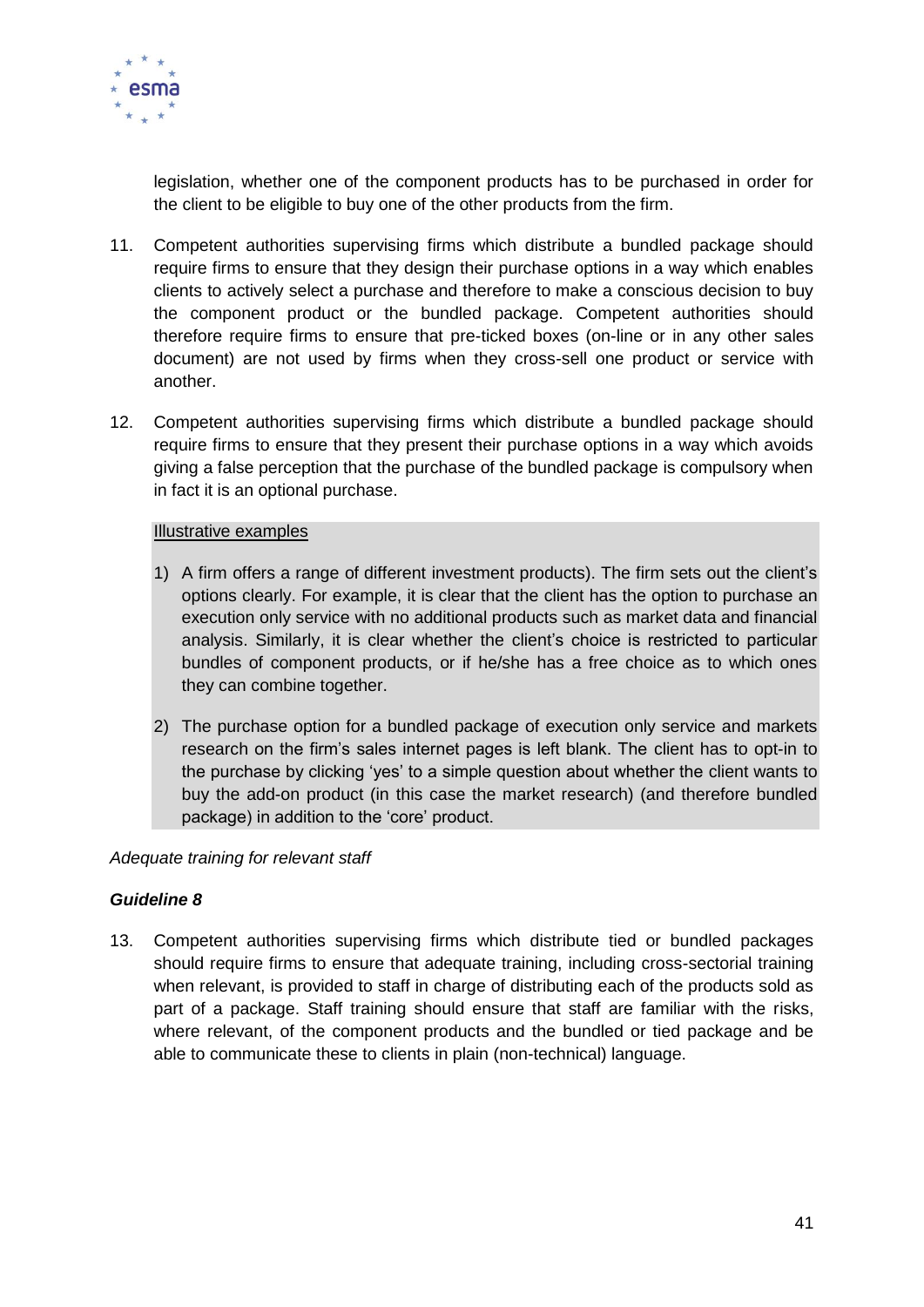legislation, whether one of the component products has to be purchased in order for the client to be eligible to buy one of the other products from the firm.

11. Competent authorities supervising firms which distribute a bundled package should require firms to ensure that they design their purchase options in a way which enables clients to actively select a purchase and therefore to make a conscious decision to buy the component product or the bundled package. Competent authorities should therefore require firms to ensure that pre-ticked boxes (on-line or in any other sales document) are not used by firms when they cross-sell one product or service with another.

12. Competent authorities supervising firms which distribute a bundled package should require firms to ensure that they present their purchase options in a way which avoids giving a false perception that the purchase of the bundled package is compulsory when in fact it is an optional purchase.

<u>Illustrative examples</u>

1) A firm offers a range of different investment products). The firm sets out the client's options clearly. For example, it is clear that the client has the option to purchase an execution only service with no additional products such as market data and financial analysis. Similarly, it is clear whether the client's choice is restricted to particular bundles of component products, or if he/she has a free choice as to which ones they can combine together.

2) The purchase option for a bundled package of execution only service and markets research on the firm's sales internet pages is left blank. The client has to opt-in to the purchase by clicking 'yes' to a simple question about whether the client wants to buy the add-on product (in this case the market research) (and therefore bundled package) in addition to the 'core' product.

*Adequate training for relevant staff*

***Guideline 8***

13. Competent authorities supervising firms which distribute tied or bundled packages should require firms to ensure that adequate training, including cross-sectorial training when relevant, is provided to staff in charge of distributing each of the products sold as part of a package. Staff training should ensure that staff are familiar with the risks, where relevant, of the component products and the bundled or tied package and be able to communicate these to clients in plain (non-technical) language.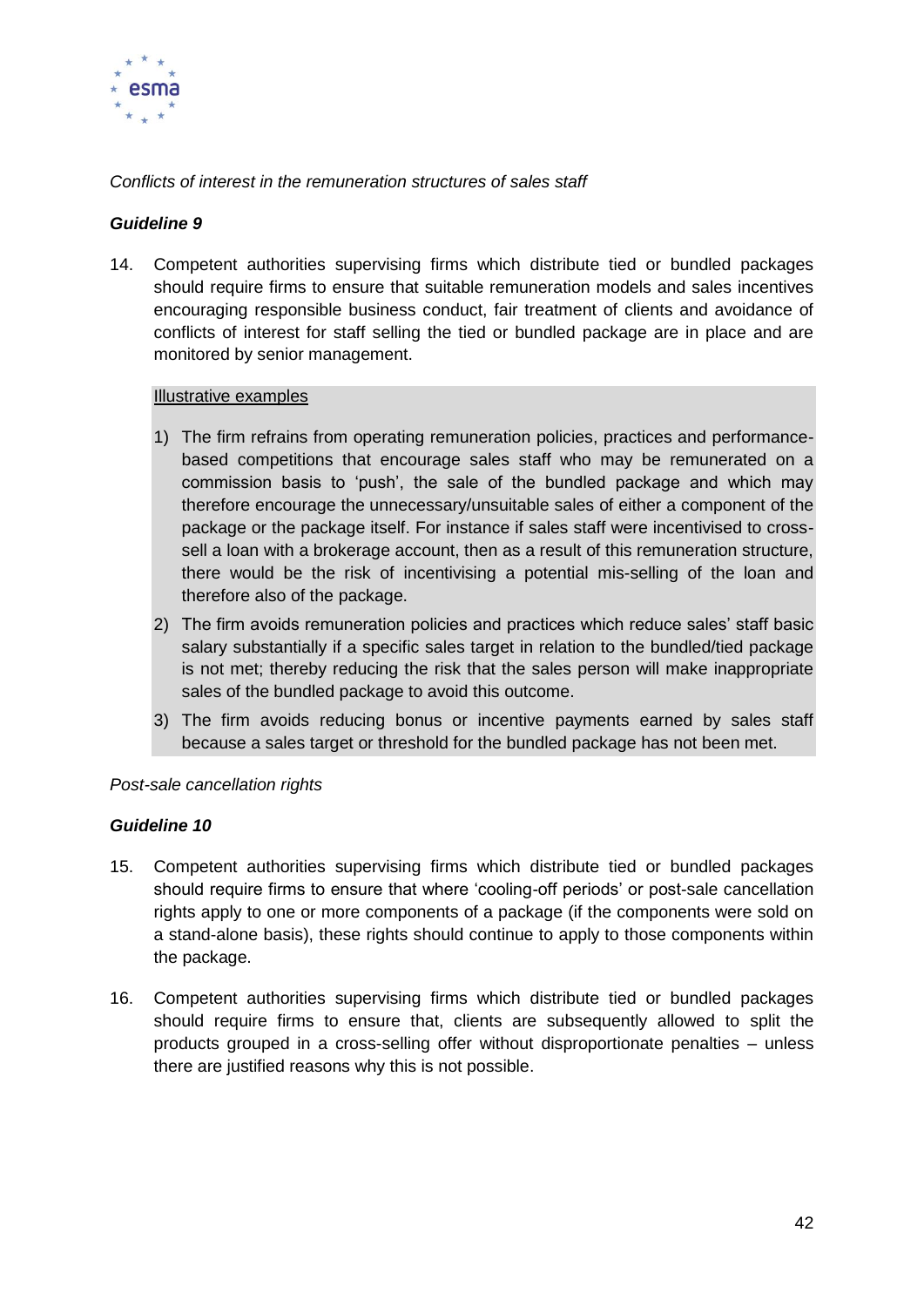*Conflicts of interest in the remuneration structures of sales staff*

***Guideline 9***

14. Competent authorities supervising firms which distribute tied or bundled packages should require firms to ensure that suitable remuneration models and sales incentives encouraging responsible business conduct, fair treatment of clients and avoidance of conflicts of interest for staff selling the tied or bundled package are in place and are monitored by senior management.

> <u>Illustrative examples</u>
>
> 1) The firm refrains from operating remuneration policies, practices and performance-based competitions that encourage sales staff who may be remunerated on a commission basis to 'push', the sale of the bundled package and which may therefore encourage the unnecessary/unsuitable sales of either a component of the package or the package itself. For instance if sales staff were incentivised to cross-sell a loan with a brokerage account, then as a result of this remuneration structure, there would be the risk of incentivising a potential mis-selling of the loan and therefore also of the package.
> 2) The firm avoids remuneration policies and practices which reduce sales' staff basic salary substantially if a specific sales target in relation to the bundled/tied package is not met; thereby reducing the risk that the sales person will make inappropriate sales of the bundled package to avoid this outcome.
> 3) The firm avoids reducing bonus or incentive payments earned by sales staff because a sales target or threshold for the bundled package has not been met.

*Post-sale cancellation rights*

***Guideline 10***

15. Competent authorities supervising firms which distribute tied or bundled packages should require firms to ensure that where 'cooling-off periods' or post-sale cancellation rights apply to one or more components of a package (if the components were sold on a stand-alone basis), these rights should continue to apply to those components within the package.

16. Competent authorities supervising firms which distribute tied or bundled packages should require firms to ensure that, clients are subsequently allowed to split the products grouped in a cross-selling offer without disproportionate penalties – unless there are justified reasons why this is not possible.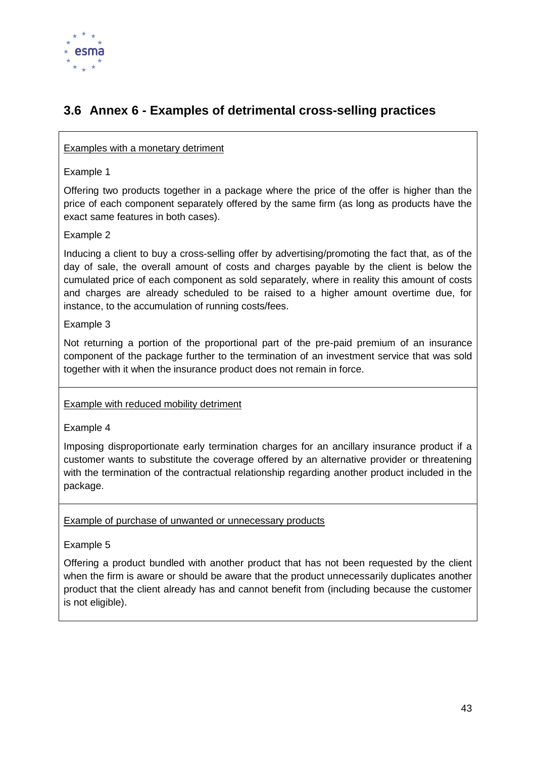## 3.6 Annex 6 - Examples of detrimental cross-selling practices

Examples with a monetary detriment

Example 1

Offering two products together in a package where the price of the offer is higher than the price of each component separately offered by the same firm (as long as products have the exact same features in both cases).

Example 2

Inducing a client to buy a cross-selling offer by advertising/promoting the fact that, as of the day of sale, the overall amount of costs and charges payable by the client is below the cumulated price of each component as sold separately, where in reality this amount of costs and charges are already scheduled to be raised to a higher amount overtime due, for instance, to the accumulation of running costs/fees.

Example 3

Not returning a portion of the proportional part of the pre-paid premium of an insurance component of the package further to the termination of an investment service that was sold together with it when the insurance product does not remain in force.

Example with reduced mobility detriment

Example 4

Imposing disproportionate early termination charges for an ancillary insurance product if a customer wants to substitute the coverage offered by an alternative provider or threatening with the termination of the contractual relationship regarding another product included in the package.

Example of purchase of unwanted or unnecessary products

Example 5

Offering a product bundled with another product that has not been requested by the client when the firm is aware or should be aware that the product unnecessarily duplicates another product that the client already has and cannot benefit from (including because the customer is not eligible).